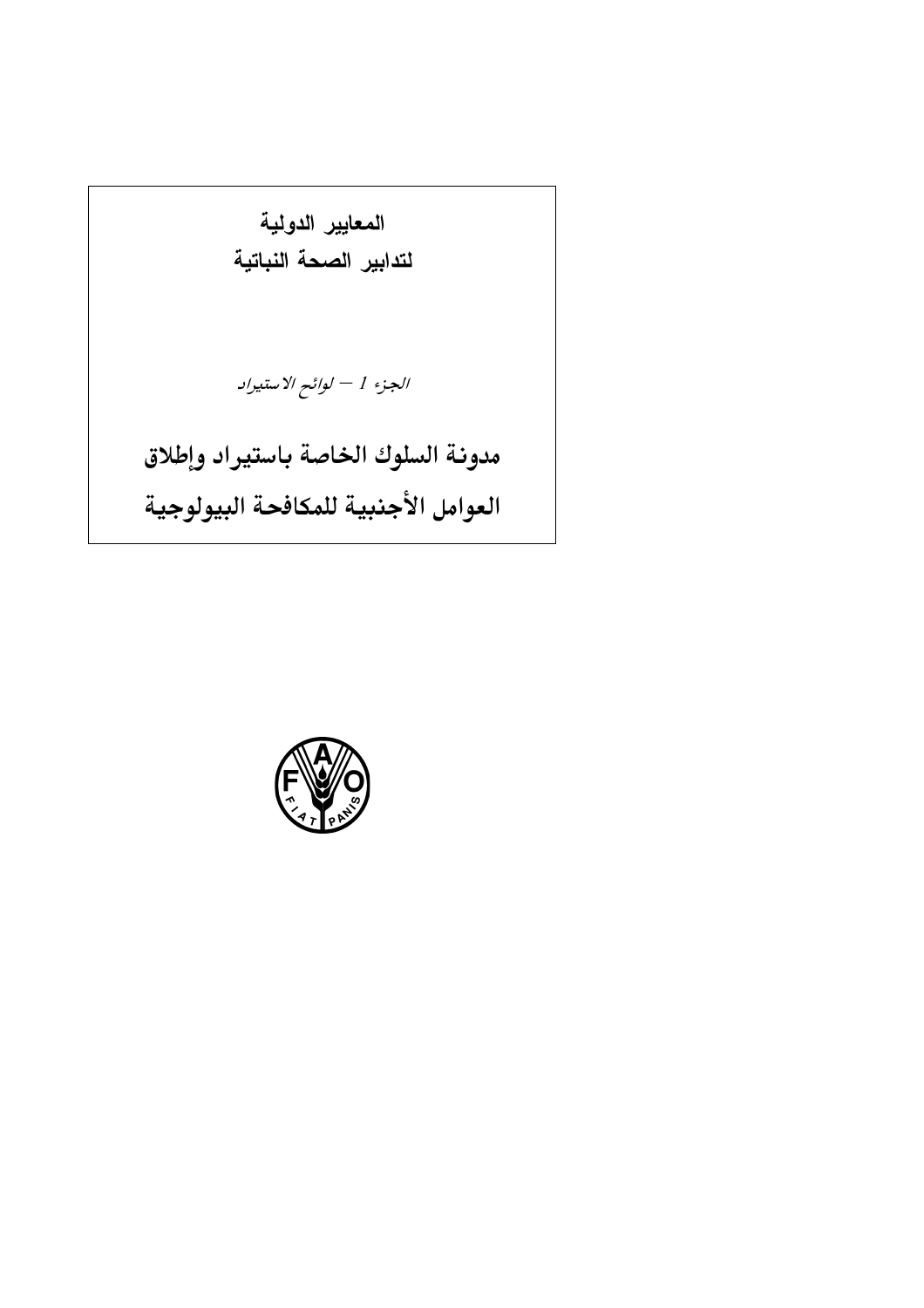**المعايير الدولية**
**لتدابير الصحة النباتية**

*الجزء 1 – لوائح الاستيراد*

# مدونة السلوك الخاصة باستيراد وإطلاق العوامل الأجنبية للمكافحة البيولوجية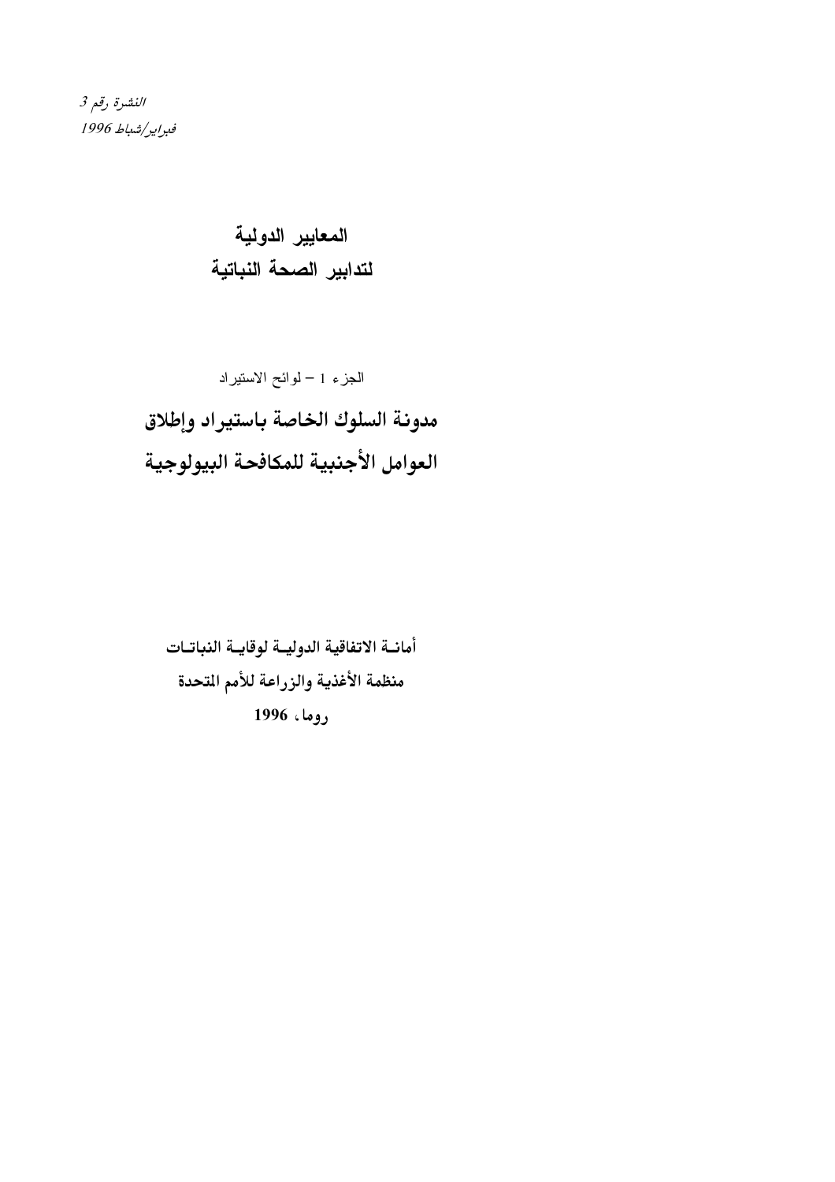*النشرة رقم 3*
*فبراير/شباط 1996*

# المعايير الدولية
# لتدابير الصحة النباتية

الجزء 1 – لوائح الاستيراد

## مدونة السلوك الخاصة باستيراد وإطلاق
## العوامل الأجنبية للمكافحة البيولوجية

**أمانة الاتفاقية الدولية لوقاية النباتات**
**منظمة الأغذية والزراعة للأمم المتحدة**
**روما، 1996**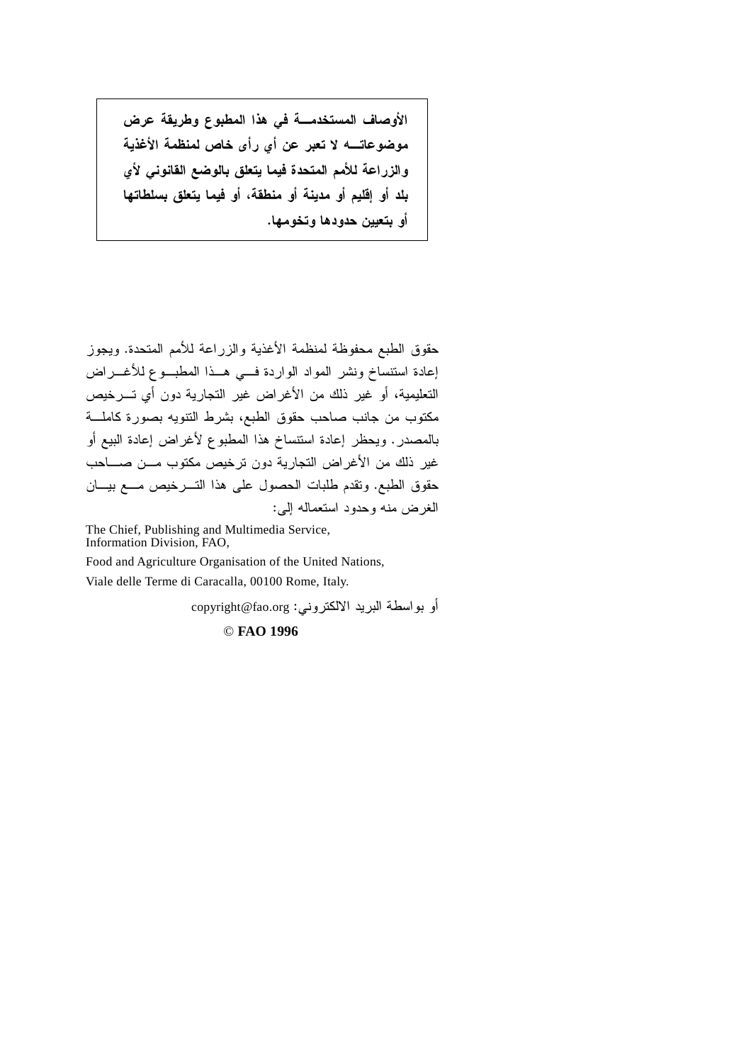**الأوصاف المستخدمة في هذا المطبوع وطريقة عرض موضوعاته لا تعبر عن أي رأى خاص لمنظمة الأغذية والزراعة للأمم المتحدة فيما يتعلق بالوضع القانوني لأي بلد أو إقليم أو مدينة أو منطقة، أو فيما يتعلق بسلطاتها أو بتعيين حدودها وتخومها.**

حقوق الطبع محفوظة لمنظمة الأغذية والزراعة للأمم المتحدة. ويجوز إعادة استنساخ ونشر المواد الواردة في هذا المطبوع للأغراض التعليمية، أو غير ذلك من الأغراض غير التجارية دون أي ترخيص مكتوب من جانب صاحب حقوق الطبع، بشرط التنويه بصورة كاملة بالمصدر. ويحظر إعادة استنساخ هذا المطبوع لأغراض إعادة البيع أو غير ذلك من الأغراض التجارية دون ترخيص مكتوب من صاحب حقوق الطبع. وتقدم طلبات الحصول على هذا الترخيص مع بيان الغرض منه وحدود استعماله إلى:

The Chief, Publishing and Multimedia Service,
Information Division, FAO,

Food and Agriculture Organisation of the United Nations,

Viale delle Terme di Caracalla, 00100 Rome, Italy.

أو بواسطة البريد الالكتروني: copyright@fao.org

© **FAO 1996**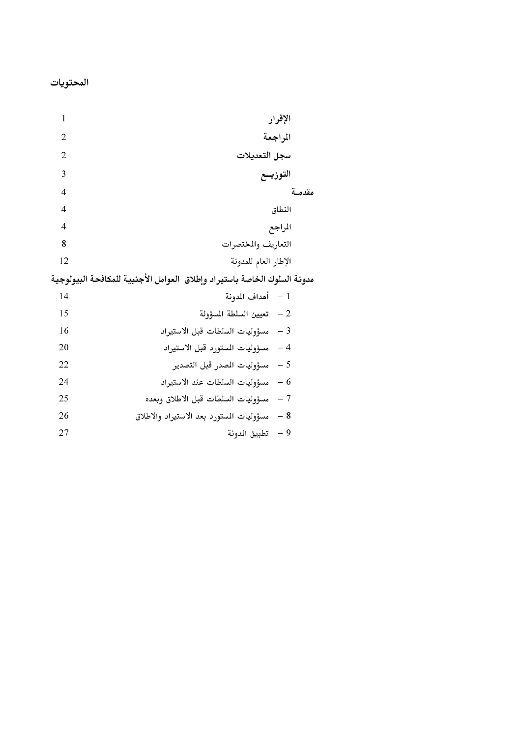## المحتويات

| | |
|---|---|
| **الإقرار** | 1 |
| **المراجعة** | 2 |
| **سجل التعديلات** | 2 |
| **التوزيـــع** | 3 |
| **مقدمــة** | 4 |
| النطاق | 4 |
| المراجع | 4 |
| التعاريف والمختصرات | 8 |
| الإطار العام للمدونة | 12 |
| **مدونة السلوك الخاصة باستيراد وإطلاق العوامل الأجنبية للمكافحة البيولوجية** | |
| 1 – أهداف المدونة | 14 |
| 2 – تعيين السلطة المسؤولة | 15 |
| 3 – مسؤوليات السلطات قبل الاستيراد | 16 |
| 4 – مسؤوليات المستورد قبل الاستيراد | 20 |
| 5 – مسؤوليات المصدر قبل التصدير | 22 |
| 6 – مسؤوليات السلطات عند الاستيراد | 24 |
| 7 – مسؤوليات السلطات قبل الاطلاق وبعده | 25 |
| 8 – مسؤوليات المستورد بعد الاستيراد والاطلاق | 26 |
| 9 – تطبيق المدونة | 27 |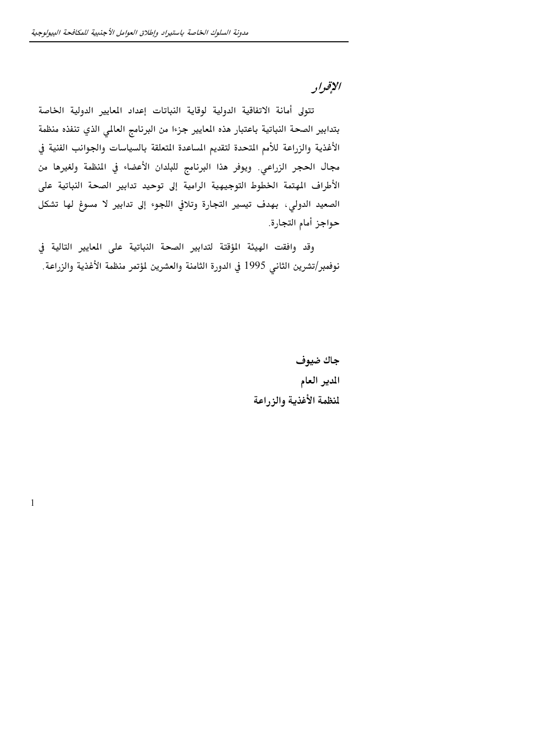## الإقرار

تتولى أمانة الاتفاقية الدولية لوقاية النباتات إعداد المعايير الدولية الخاصة بتدابير الصحة النباتية باعتبار هذه المعايير جزءا من البرنامج العالمي الذي تنفذه منظمة الأغذية والزراعة للأمم المتحدة لتقديم المساعدة المتعلقة بالسياسات والجوانب الفنية في مجال الحجر الزراعي. ويوفر هذا البرنامج للبلدان الأعضاء في المنظمة ولغيرها من الأطراف المهتمة الخطوط التوجيهية الرامية إلى توحيد تدابير الصحة النباتية على الصعيد الدولي، بهدف تيسير التجارة وتلافي اللجوء إلى تدابير لا مسوغ لها تشكل حواجز أمام التجارة.

وقد وافقت الهيئة المؤقتة لتدابير الصحة النباتية على المعايير التالية في نوفمبر/تشرين الثاني 1995 في الدورة الثامنة والعشرين لمؤتمر منظمة الأغذية والزراعة.

**جاك ضيوف**

**المدير العام**

**لمنظمة الأغذية والزراعة**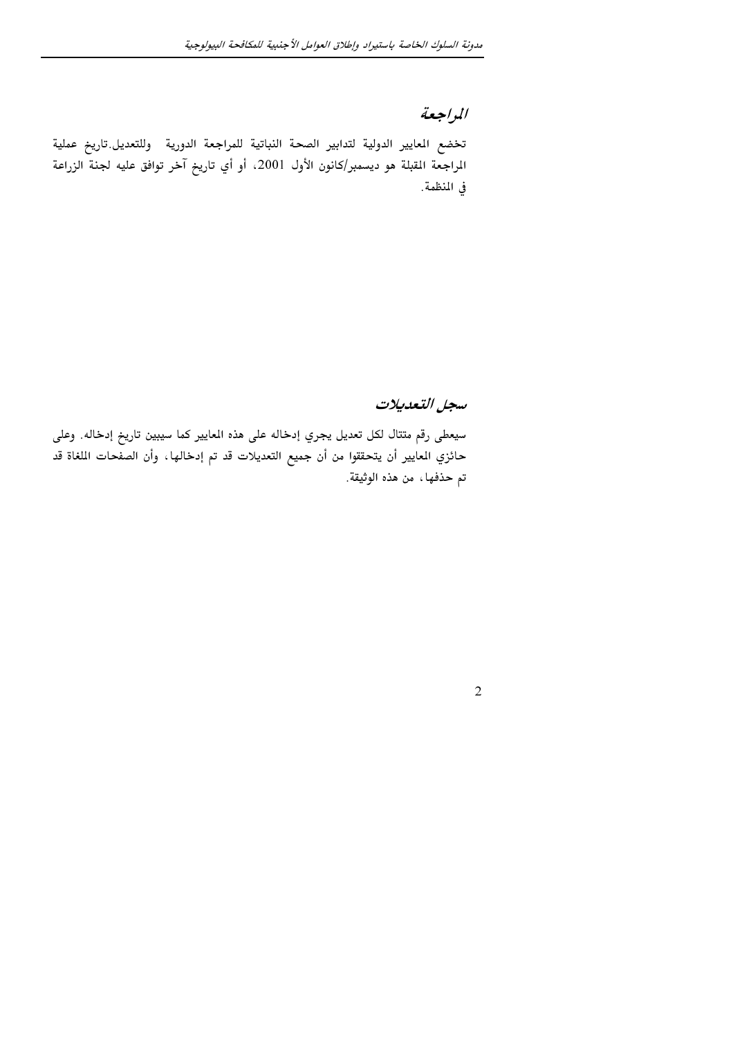## المراجعة

تخضع المعايير الدولية لتدابير الصحة النباتية للمراجعة الدورية وللتعديل.تاريخ عملية المراجعة المقبلة هو ديسمبر/كانون الأول 2001، أو أي تاريخ آخر توافق عليه لجنة الزراعة في المنظمة.

## سجل التعديلات

سيعطى رقم متتال لكل تعديل يجري إدخاله على هذه المعايير كما سيبين تاريخ إدخاله. وعلى حائزي المعايير أن يتحققوا من أن جميع التعديلات قد تم إدخالها، وأن الصفحات الملغاة قد تم حذفها، من هذه الوثيقة.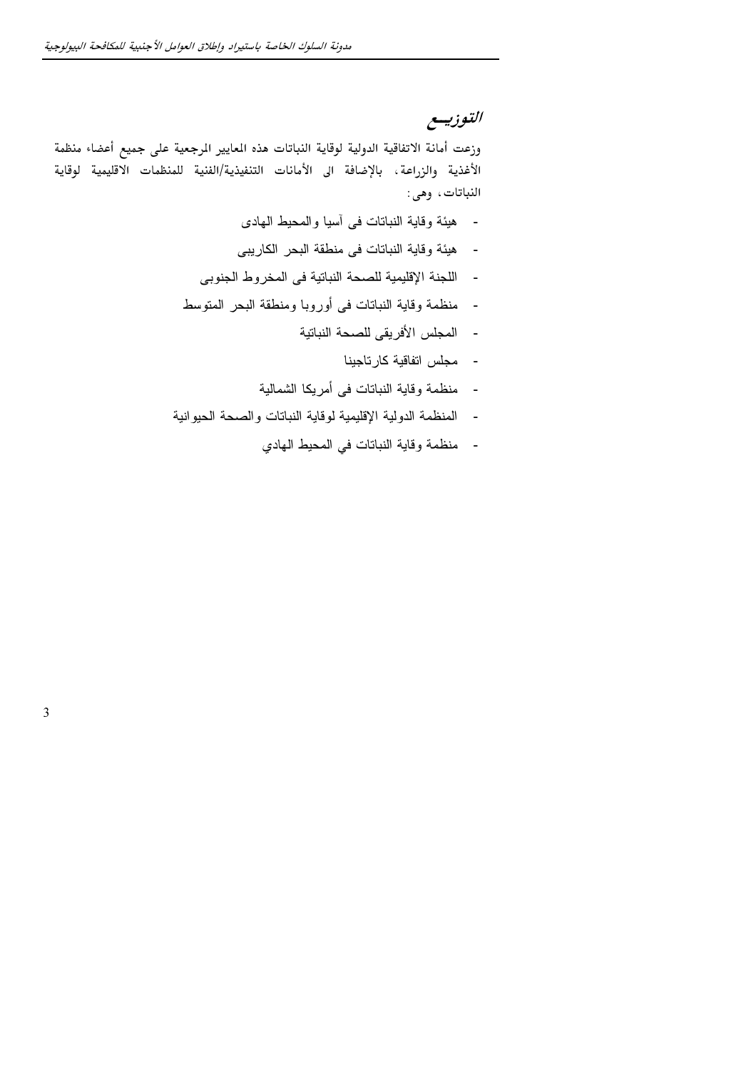## التوزيــع

وزعت أمانة الاتفاقية الدولية لوقاية النباتات هذه المعايير المرجعية على جميع أعضاء منظمة الأغذية والزراعة، بالإضافة الى الأمانات التنفيذية/الفنية للمنظمات الاقليمية لوقاية النباتات، وهى:

- هيئة وقاية النباتات فى آسيا والمحيط الهادى
- هيئة وقاية النباتات فى منطقة البحر الكاريبى
- اللجنة الإقليمية للصحة النباتية فى المخروط الجنوبى
- منظمة وقاية النباتات فى أوروبا ومنطقة البحر المتوسط
- المجلس الأفريقى للصحة النباتية
- مجلس اتفاقية كارتاجينا
- منظمة وقاية النباتات فى أمريكا الشمالية
- المنظمة الدولية الإقليمية لوقاية النباتات والصحة الحيوانية
- منظمة وقاية النباتات في المحيط الهادي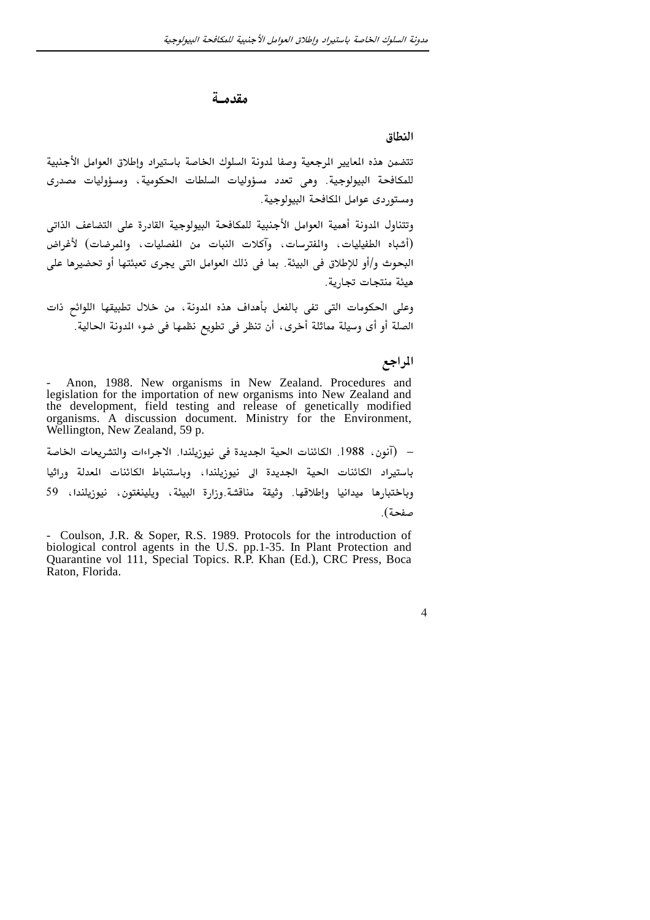# مقدمــة

## النطاق

تتضمن هذه المعايير المرجعية وصفا لمدونة السلوك الخاصة باستيراد وإطلاق العوامل الأجنبية للمكافحة البيولوجية. وهى تعدد مسؤوليات السلطات الحكومية، ومسؤوليات مصدرى ومستوردى عوامل المكافحة البيولوجية.

وتتناول المدونة أهمية العوامل الأجنبية للمكافحة البيولوجية القادرة على التضاعف الذاتى (أشباه الطفيليات، والمفترسات، وآكلات النبات من المفصليات، والممرضات) لأغراض البحوث و/أو للإطلاق فى البيئة. بما فى ذلك العوامل التى يجرى تعبئتها أو تحضيرها على هيئة منتجات تجارية.

وعلى الحكومات التى تفى بالفعل بأهداف هذه المدونة، من خلال تطبيقها اللوائح ذات الصلة أو أى وسيلة مماثلة أخرى، أن تنظر فى تطويع نظمها فى ضوء المدونة الحالية.

## المراجع

- Anon, 1988. New organisms in New Zealand. Procedures and legislation for the importation of new organisms into New Zealand and the development, field testing and release of genetically modified organisms. A discussion document. Ministry for the Environment, Wellington, New Zealand, 59 p.

– (آنون، 1988. الكائنات الحية الجديدة فى نيوزيلندا. الاجراءات والتشريعات الخاصة باستيراد الكائنات الحية الجديدة الى نيوزيلندا، وباستنباط الكائنات المعدلة وراثيا وباختبارها ميدانيا وإطلاقها. وثيقة مناقشة.وزارة البيئة، ويلينغتون، نيوزيلندا، 59 صفحة).

- Coulson, J.R. & Soper, R.S. 1989. Protocols for the introduction of biological control agents in the U.S. pp.1-35. In Plant Protection and Quarantine vol 111, Special Topics. R.P. Khan (Ed.), CRC Press, Boca Raton, Florida.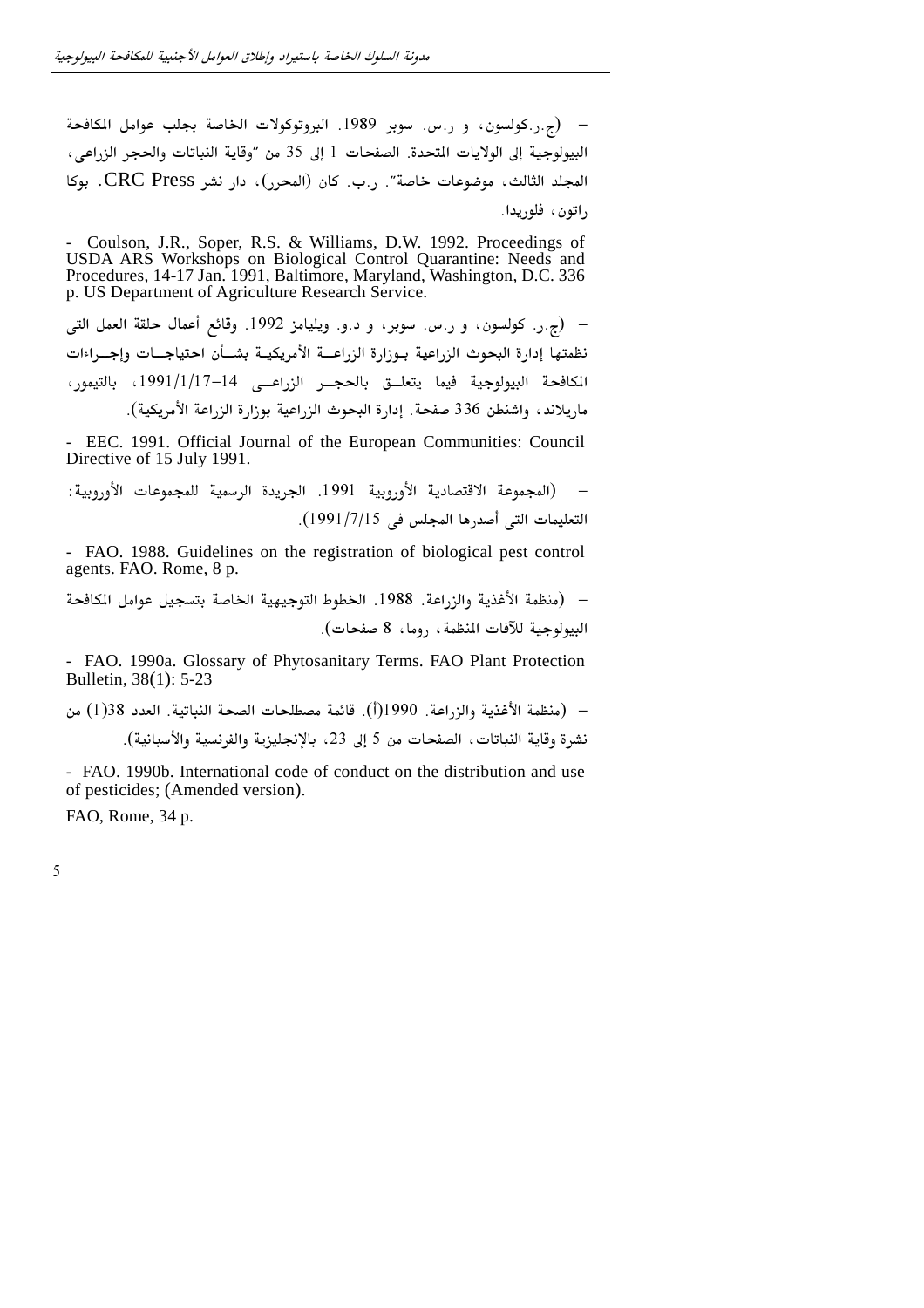- (ج.ر.كولسون، و ر.س. سوبر 1989. البروتوكولات الخاصة بجلب عوامل المكافحة البيولوجية إلى الولايات المتحدة. الصفحات 1 إلى 35 من "وقاية النباتات والحجر الزراعى، المجلد الثالث، موضوعات خاصة". ر.ب. كان (المحرر)، دار نشر CRC Press، بوكا راتون، فلوريدا.

- Coulson, J.R., Soper, R.S. & Williams, D.W. 1992. Proceedings of USDA ARS Workshops on Biological Control Quarantine: Needs and Procedures, 14-17 Jan. 1991, Baltimore, Maryland, Washington, D.C. 336 p. US Department of Agriculture Research Service.

- (ج.ر. كولسون، و ر.س. سوبر، و د.و. ويليامز 1992. وقائع أعمال حلقة العمل التى نظمتها إدارة البحوث الزراعية بوزارة الزراعة الأمريكية بشأن احتياجات وإجراءات المكافحة البيولوجية فيما يتعلق بالحجر الزراعى 14–1991/1/17، بالتيمور، ماريلاند، واشنطن 336 صفحة. إدارة البحوث الزراعية بوزارة الزراعة الأمريكية).

- EEC. 1991. Official Journal of the European Communities: Council Directive of 15 July 1991.

- (المجموعة الاقتصادية الأوروبية 1991. الجريدة الرسمية للمجموعات الأوروبية: التعليمات التى أصدرها المجلس فى 1991/7/15).

- FAO. 1988. Guidelines on the registration of biological pest control agents. FAO. Rome, 8 p.

- (منظمة الأغذية والزراعة. 1988. الخطوط التوجيهية الخاصة بتسجيل عوامل المكافحة البيولوجية للآفات المنظمة، روما، 8 صفحات).

- FAO. 1990a. Glossary of Phytosanitary Terms. FAO Plant Protection Bulletin, 38(1): 5-23

- (منظمة الأغذية والزراعة. 1990(أ). قائمة مصطلحات الصحة النباتية. العدد 38(1) من نشرة وقاية النباتات، الصفحات من 5 إلى 23، بالإنجليزية والفرنسية والأسبانية).

- FAO. 1990b. International code of conduct on the distribution and use of pesticides; (Amended version).

FAO, Rome, 34 p.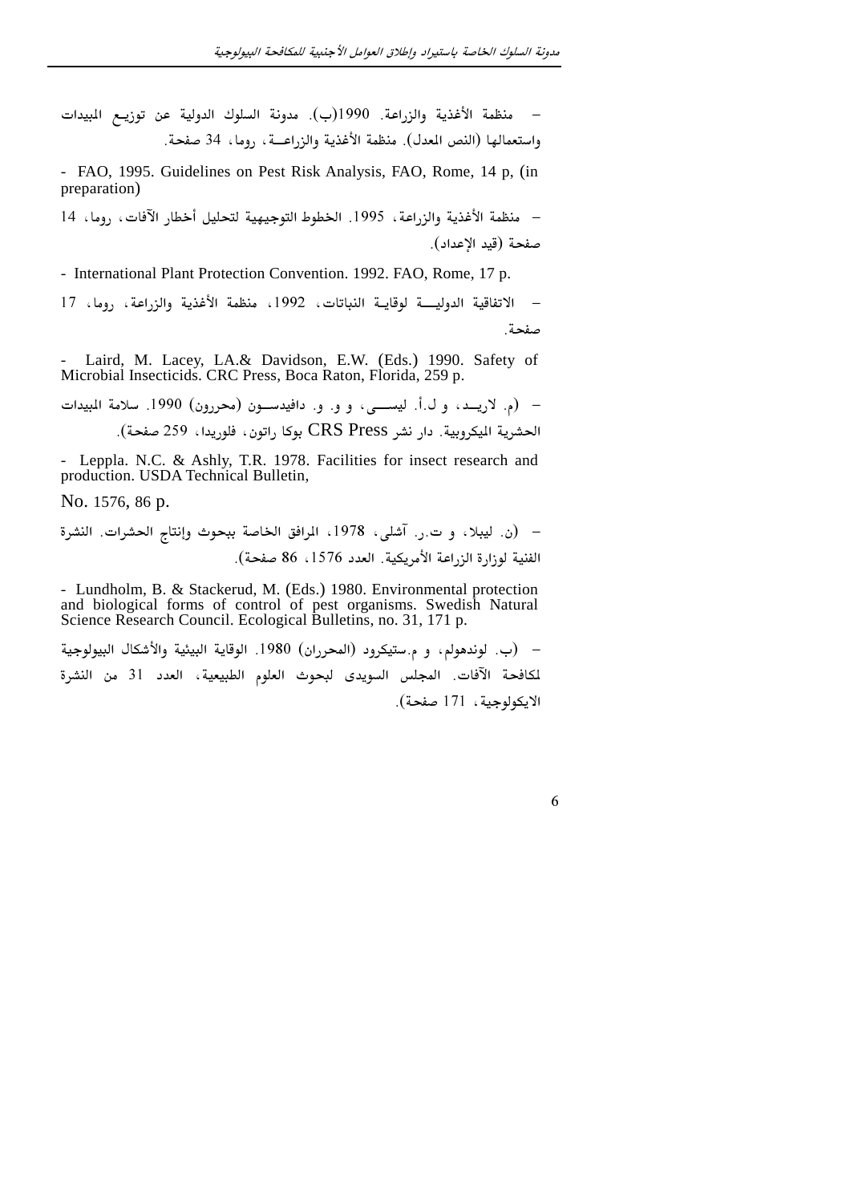- منظمة الأغذية والزراعة. 1990(ب). مدونة السلوك الدولية عن توزيع المبيدات واستعمالها (النص المعدل). منظمة الأغذية والزراعــة، روما، 34 صفحة.

- FAO, 1995. Guidelines on Pest Risk Analysis, FAO, Rome, 14 p, (in preparation)

- منظمة الأغذية والزراعة، 1995. الخطوط التوجيهية لتحليل أخطار الآفات، روما، 14 صفحة (قيد الإعداد).

- International Plant Protection Convention. 1992. FAO, Rome, 17 p.

- الاتفاقية الدوليـــة لوقايـة النباتات، 1992، منظمة الأغذية والزراعة، روما، 17 صفحة.

- Laird, M. Lacey, LA.& Davidson, E.W. (Eds.) 1990. Safety of Microbial Insecticids. CRC Press, Boca Raton, Florida, 259 p.

- (م. لاريـد، و ل.أ. ليســـي، و و. و. دافيدســون (محررون) 1990. سلامة المبيدات الحشرية الميكروبية. دار نشر CRS Press بوكا راتون، فلوريدا، 259 صفحة).

- Leppla. N.C. & Ashly, T.R. 1978. Facilities for insect research and production. USDA Technical Bulletin,

No. 1576, 86 p.

- (ن. ليبلا، و ت.ر. آشلي، 1978، المرافق الخاصة ببحوث وإنتاج الحشرات. النشرة الفنية لوزارة الزراعة الأمريكية. العدد 1576، 86 صفحة).

- Lundholm, B. & Stackerud, M. (Eds.) 1980. Environmental protection and biological forms of control of pest organisms. Swedish Natural Science Research Council. Ecological Bulletins, no. 31, 171 p.

- (ب. لوندهولم، و م.ستيكرود (المحرران) 1980. الوقاية البيئية والأشكال البيولوجية لمكافحة الآفات. المجلس السويدى لبحوث العلوم الطبيعية، العدد 31 من النشرة الايكولوجية، 171 صفحة).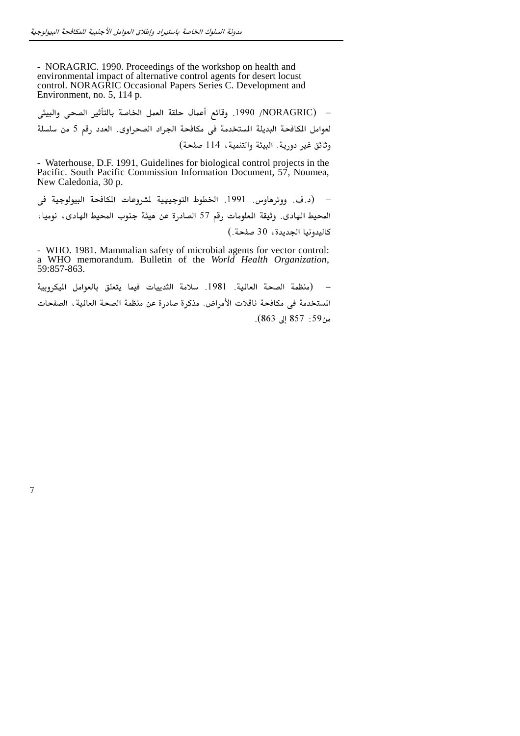- NORAGRIC. 1990. Proceedings of the workshop on health and environmental impact of alternative control agents for desert locust control. NORAGRIC Occasional Papers Series C. Development and Environment, no. 5, 114 p.

– (NORAGRIC/ 1990. وقائع أعمال حلقة العمل الخاصة بالتأثير الصحى والبيئى لعوامل المكافحة البديلة المستخدمة فى مكافحة الجراد الصحراوى. العدد رقم 5 من سلسلة وثائق غير دورية. البيئة والتنمية، 114 صفحة)

- Waterhouse, D.F. 1991, Guidelines for biological control projects in the Pacific. South Pacific Commission Information Document, 57, Noumea, New Caledonia, 30 p.

– (د.ف. ووترهاوس. 1991. الخطوط التوجيهية لمشروعات المكافحة البيولوجية فى المحيط الهادى. وثيقة المعلومات رقم 57 الصادرة عن هيئة جنوب المحيط الهادى، نوميا، كاليدونيا الجديدة، 30 صفحة.)

- WHO. 1981. Mammalian safety of microbial agents for vector control: a WHO memorandum. Bulletin of the *World Health Organization*, 59:857-863.

– (منظمة الصحة العالمية. 1981. سلامة الثدييات فيما يتعلق بالعوامل الميكروبية المستخدمة فى مكافحة ناقلات الأمراض. مذكرة صادرة عن منظمة الصحة العالمية، الصفحات من59: 857 إلى 863).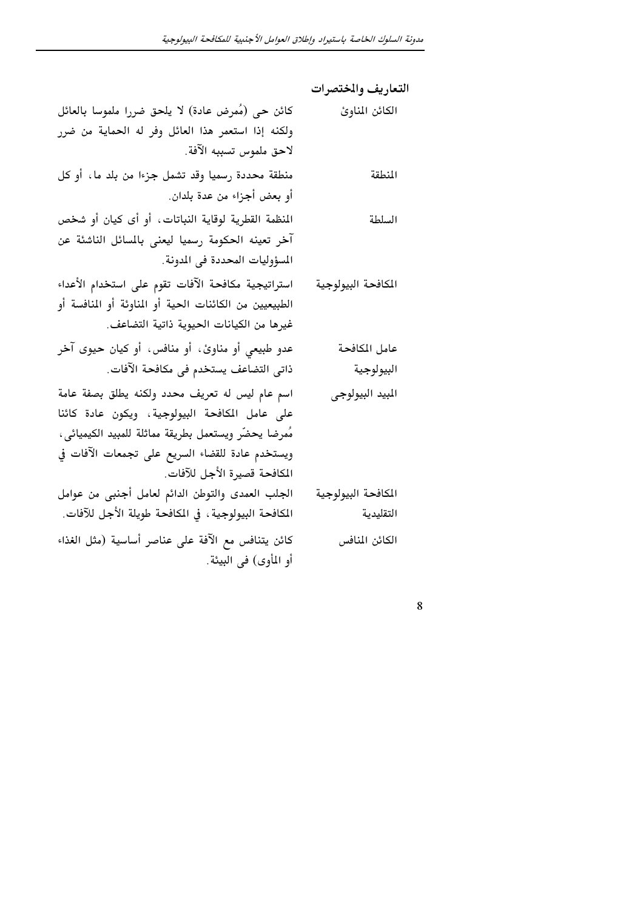## التعاريف والمختصرات

| | |
|---|---|
| الكائن المناوئ | كائن حى (مُمرض عادة) لا يلحق ضررا ملموسا بالعائل ولكنه إذا استعمر هذا العائل وفر له الحماية من ضرر لاحق ملموس تسببه الآفة. |
| المنطقة | منطقة محددة رسميا وقد تشمل جزءا من بلد ما، أو كل أو بعض أجزاء من عدة بلدان. |
| السلطة | المنظمة القطرية لوقاية النباتات، أو أى كيان أو شخص آخر تعينه الحكومة رسميا ليعنى بالمسائل الناشئة عن المسؤوليات المحددة فى المدونة. |
| المكافحة البيولوجية | استراتيجية مكافحة الآفات تقوم على استخدام الأعداء الطبيعيين من الكائنات الحية أو المناوئة أو المنافسة أو غيرها من الكيانات الحيوية ذاتية التضاعف. |
| عامل المكافحة البيولوجية | عدو طبيعي أو مناوئ، أو منافس، أو كيان حيوى آخر ذاتى التضاعف يستخدم فى مكافحة الآفات. |
| المبيد البيولوجى | اسم عام ليس له تعريف محدد ولكنه يطلق بصفة عامة على عامل المكافحة البيولوجية، ويكون عادة كائنا مُمرضا يحضّر ويستعمل بطريقة مماثلة للمبيد الكيميائى، ويستخدم عادة للقضاء السريع على تجمعات الآفات في المكافحة قصيرة الأجل للآفات. |
| المكافحة البيولوجية التقليدية | الجلب العمدى والتوطن الدائم لعامل أجنبى من عوامل المكافحة البيولوجية، في المكافحة طويلة الأجل للآفات. |
| الكائن المنافس | كائن يتنافس مع الآفة على عناصر أساسية (مثل الغذاء أو المأوى) فى البيئة. |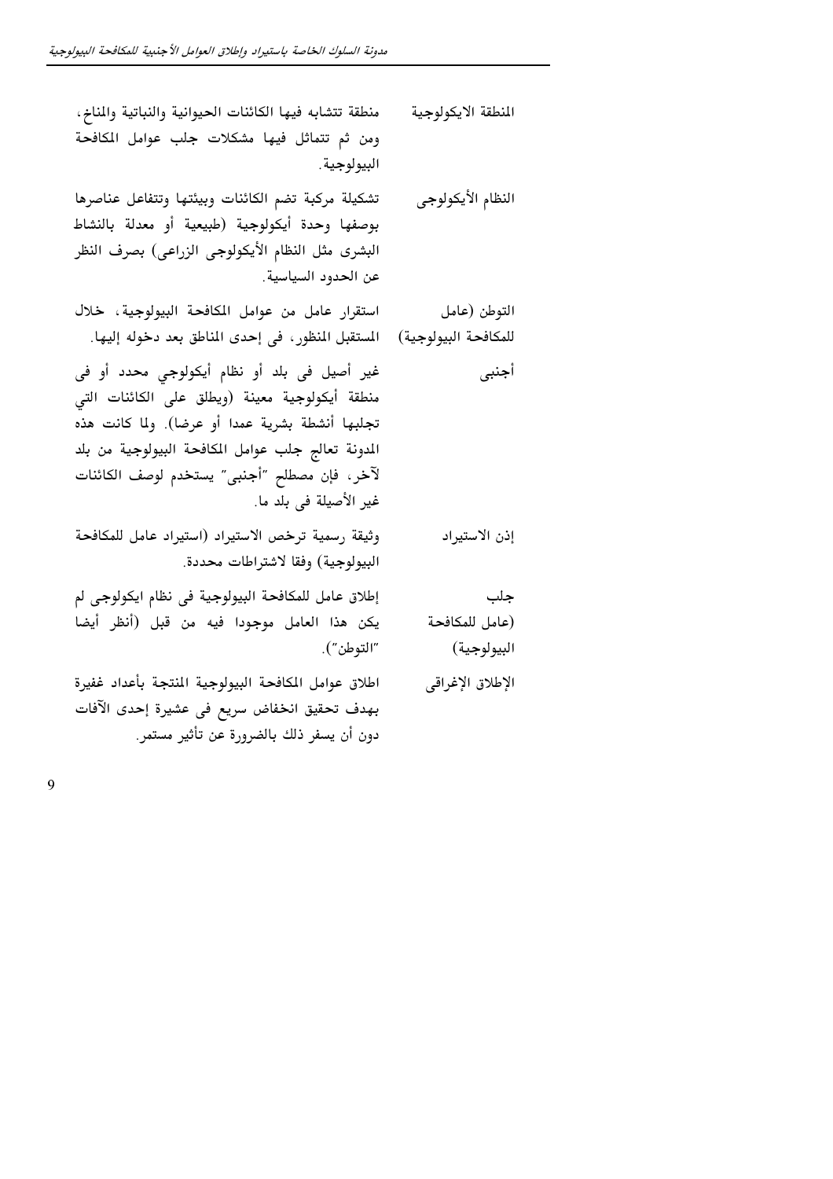| | |
|---|---|
| المنطقة الايكولوجية | منطقة تتشابه فيها الكائنات الحيوانية والنباتية والمناخ، ومن ثم تتماثل فيها مشكلات جلب عوامل المكافحة البيولوجية. |
| النظام الأيكولوجى | تشكيلة مركبة تضم الكائنات وبيئتها وتتفاعل عناصرها بوصفها وحدة أيكولوجية (طبيعية أو معدلة بالنشاط البشرى مثل النظام الأيكولوجى الزراعى) بصرف النظر عن الحدود السياسية. |
| التوطن (عامل للمكافحة البيولوجية) | استقرار عامل من عوامل المكافحة البيولوجية، خلال المستقبل المنظور، فى إحدى المناطق بعد دخوله إليها. |
| أجنبى | غير أصيل فى بلد أو نظام أيكولوجي محدد أو فى منطقة أيكولوجية معينة (ويطلق على الكائنات التي تجلبها أنشطة بشرية عمدا أو عرضا). ولما كانت هذه المدونة تعالج جلب عوامل المكافحة البيولوجية من بلد لآخر، فإن مصطلح "أجنبى" يستخدم لوصف الكائنات غير الأصيلة فى بلد ما. |
| إذن الاستيراد | وثيقة رسمية ترخص الاستيراد (استيراد عامل للمكافحة البيولوجية) وفقا لاشتراطات محددة. |
| جلب (عامل للمكافحة البيولوجية) | إطلاق عامل للمكافحة البيولوجية فى نظام ايكولوجى لم يكن هذا العامل موجودا فيه من قبل (أنظر أيضا "التوطن"). |
| الإطلاق الإغراقى | اطلاق عوامل المكافحة البيولوجية المنتجة بأعداد غفيرة بهدف تحقيق انخفاض سريع فى عشيرة إحدى الآفات دون أن يسفر ذلك بالضرورة عن تأثير مستمر. |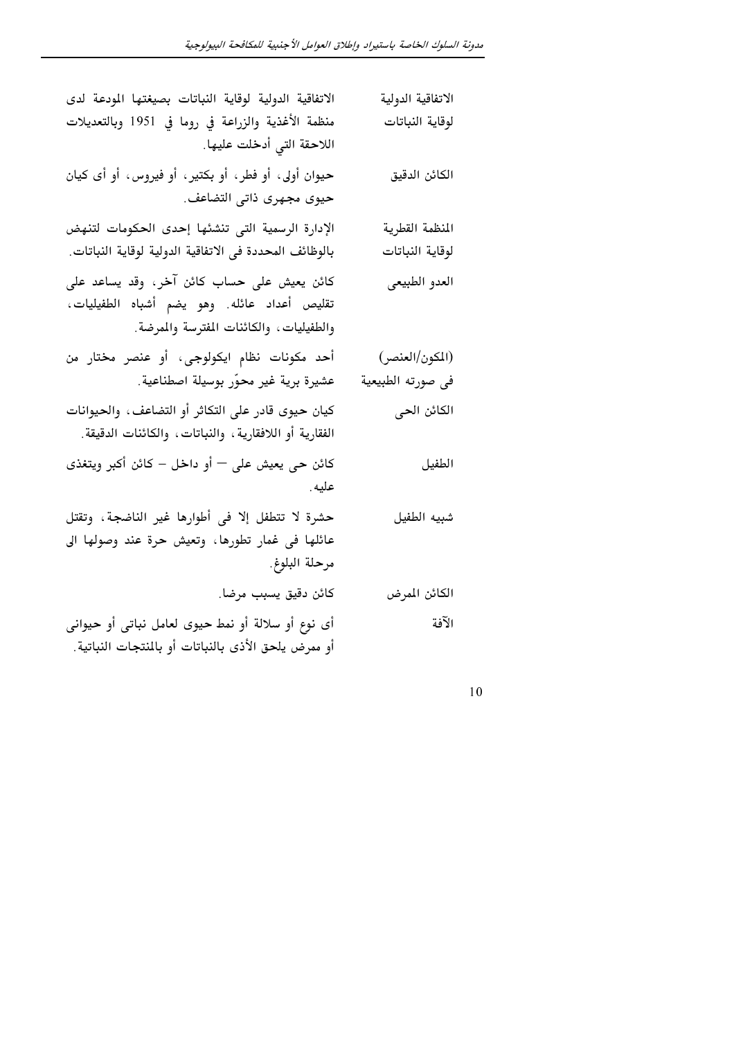| | |
|---|---|
| الاتفاقية الدولية لوقاية النباتات | الاتفاقية الدولية لوقاية النباتات بصيغتها المودعة لدى منظمة الأغذية والزراعة في روما في 1951 وبالتعديلات اللاحقة التي أدخلت عليها. |
| الكائن الدقيق | حيوان أولى، أو فطر، أو بكتير، أو فيروس، أو أى كيان حيوى مجهرى ذاتى التضاعف. |
| المنظمة القطرية لوقاية النباتات | الإدارة الرسمية التى تنشئها إحدى الحكومات لتنهض بالوظائف المحددة فى الاتفاقية الدولية لوقاية النباتات. |
| العدو الطبيعى | كائن يعيش على حساب كائن آخر، وقد يساعد على تقليص أعداد عائله. وهو يضم أشباه الطفيليات، والطفيليات، والكائنات المفترسة والممرضة. |
| (المكون/العنصر) فى صورته الطبيعية | أحد مكونات نظام ايكولوجى، أو عنصر مختار من عشيرة برية غير محوّر بوسيلة اصطناعية. |
| الكائن الحى | كيان حيوى قادر على التكاثر أو التضاعف، والحيوانات الفقارية أو اللافقارية، والنباتات، والكائنات الدقيقة. |
| الطفيل | كائن حى يعيش على — أو داخل – كائن أكبر ويتغذى عليه. |
| شبيه الطفيل | حشرة لا تتطفل إلا فى أطوارها غير الناضجة، وتقتل عائلها فى غمار تطورها، وتعيش حرة عند وصولها الى مرحلة البلوغ. |
| الكائن الممرض | كائن دقيق يسبب مرضا. |
| الآفة | أى نوع أو سلالة أو نمط حيوى لعامل نباتى أو حيوانى أو ممرض يلحق الأذى بالنباتات أو بالمنتجات النباتية. |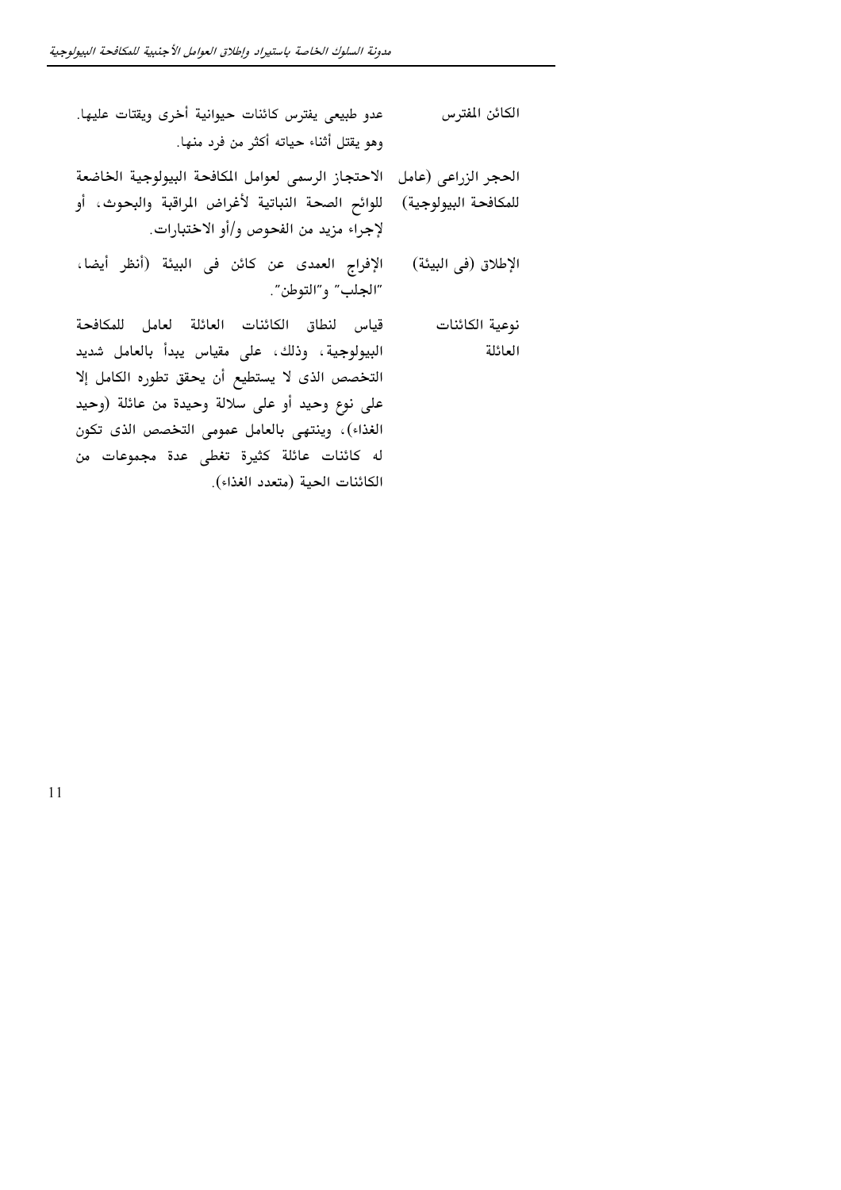| | |
|---|---|
| الكائن المفترس | عدو طبيعى يفترس كائنات حيوانية أخرى ويقتات عليها. وهو يقتل أثناء حياته أكثر من فرد منها. |
| الحجر الزراعى (عامل للمكافحة البيولوجية) | الاحتجاز الرسمى لعوامل المكافحة البيولوجية الخاضعة للوائح الصحة النباتية لأغراض المراقبة والبحوث، أو لإجراء مزيد من الفحوص و/أو الاختبارات. |
| الإطلاق (فى البيئة) | الإفراج العمدى عن كائن فى البيئة (أنظر أيضا، "الجلب" و"التوطن". |
| نوعية الكائنات العائلة | قياس لنطاق الكائنات العائلة لعامل للمكافحة البيولوجية، وذلك، على مقياس يبدأ بالعامل شديد التخصص الذى لا يستطيع أن يحقق تطوره الكامل إلا على نوع وحيد أو على سلالة وحيدة من عائلة (وحيد الغذاء)، وينتهى بالعامل عمومى التخصص الذى تكون له كائنات عائلة كثيرة تغطى عدة مجموعات من الكائنات الحية (متعدد الغذاء). |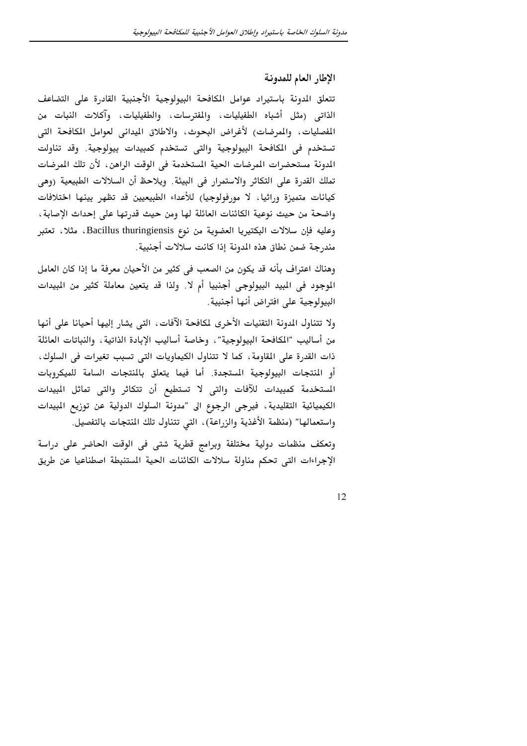## الإطار العام للمدونة

تتعلق المدونة باستيراد عوامل المكافحة البيولوجية الأجنبية القادرة على التضاعف الذاتى (مثل أشباه الطفيليات، والمفترسات، والطفيليات، وآكلات النبات من المفصليات، والممرضات) لأغراض البحوث، والاطلاق الميدانى لعوامل المكافحة التى تستخدم فى المكافحة البيولوجية والتى تستخدم كمبيدات بيولوجية. وقد تناولت المدونة مستحضرات المرضات الحية المستخدمة فى الوقت الراهن، لأن تلك المرضات تملك القدرة على التكاثر والاستمرار فى البيئة. ويلاحظ أن السلالات الطبيعية (وهى كيانات متميزة وراثيا، لا مورفولوجيا) للأعداء الطبيعيين قد تظهر بينها اختلافات واضحة من حيث نوعية الكائنات العائلة لها ومن حيث قدرتها على إحداث الإصابة، وعليه فإن سلالات البكتيريا العضوية من نوع Bacillus thuringiensis، مثلا، تعتبر مندرجة ضمن نطاق هذه المدونة إذا كانت سلالات أجنبية.

وهناك اعتراف بأنه قد يكون من الصعب فى كثير من الأحيان معرفة ما إذا كان العامل الموجود فى المبيد البيولوجى أجنبيا أم لا. ولذا قد يتعين معاملة كثير من المبيدات البيولوجية على افتراض أنها أجنبية.

ولا تتناول المدونة التقنيات الأخرى لمكافحة الآفات، التى يشار إليها أحيانا على أنها من أساليب "المكافحة البيولوجية"، وخاصة أساليب الإبادة الذاتية، والنباتات العائلة ذات القدرة على المقاومة، كما لا تتناول الكيماويات التى تسبب تغيرات فى السلوك، أو المنتجات البيولوجية المستجدة. أما فيما يتعلق بالمنتجات السامة للميكروبات المستخدمة كمبيدات للآفات والتى لا تستطيع أن تتكاثر والتى تماثل المبيدات الكيميائية التقليدية، فيرجى الرجوع الى "مدونة السلوك الدولية عن توزيع المبيدات واستعمالها" (منظمة الأغذية والزراعة)، التي تتناول تلك المنتجات بالتفصيل.

وتعكف منظمات دولية مختلفة وبرامج قطرية شتى فى الوقت الحاضر على دراسة الإجراءات التى تحكم مناولة سلالات الكائنات الحية المستنبطة اصطناعيا عن طريق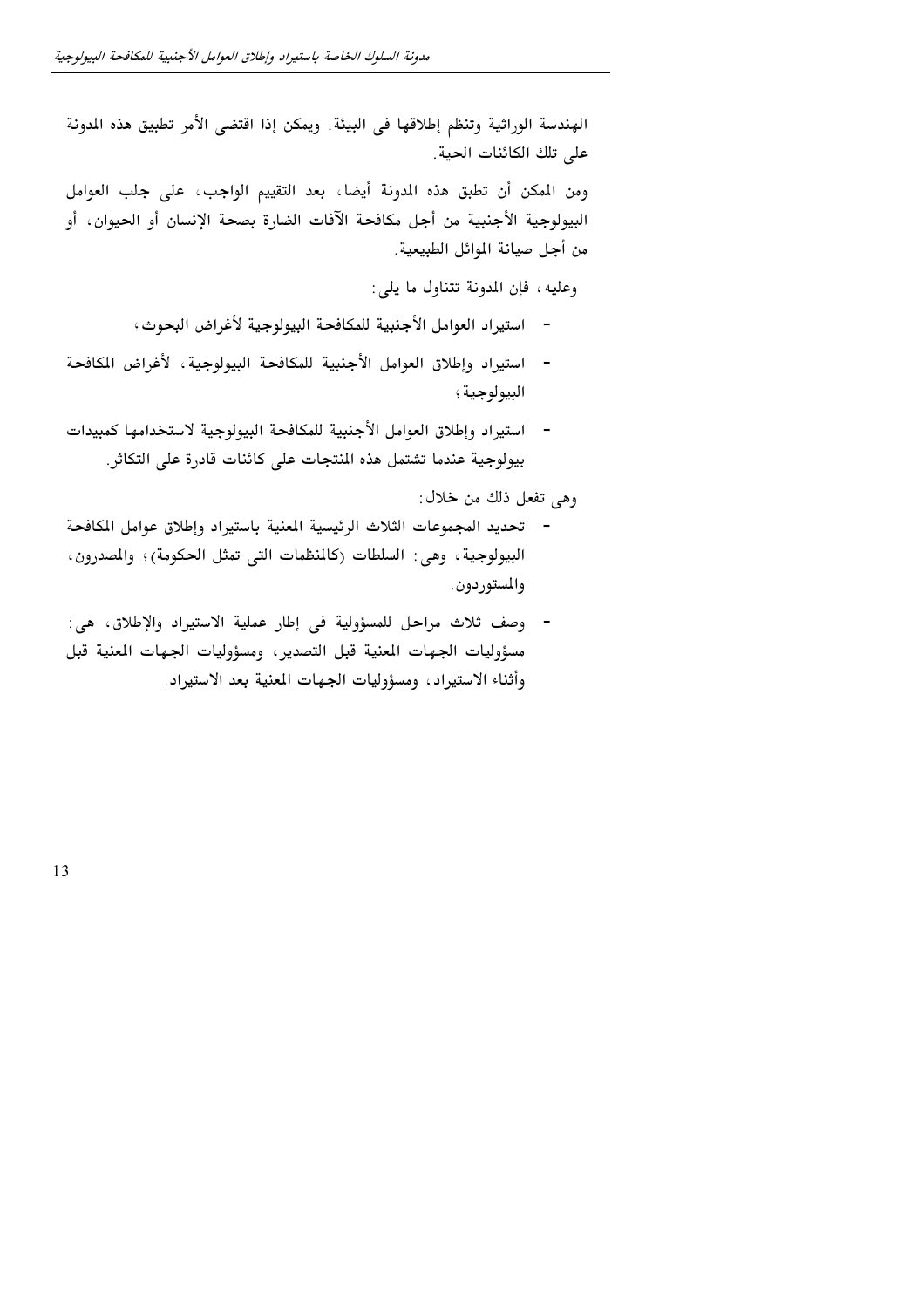الهندسة الوراثية وتنظم إطلاقها فى البيئة. ويمكن إذا اقتضى الأمر تطبيق هذه المدونة على تلك الكائنات الحية.

ومن الممكن أن تطبق هذه المدونة أيضا، بعد التقييم الواجب، على جلب العوامل البيولوجية الأجنبية من أجل مكافحة الآفات الضارة بصحة الإنسان أو الحيوان، أو من أجل صيانة الموائل الطبيعية.

وعليه، فإن المدونة تتناول ما يلى:

- استيراد العوامل الأجنبية للمكافحة البيولوجية لأغراض البحوث؛
- استيراد وإطلاق العوامل الأجنبية للمكافحة البيولوجية، لأغراض المكافحة البيولوجية؛
- استيراد وإطلاق العوامل الأجنبية للمكافحة البيولوجية لاستخدامها كمبيدات بيولوجية عندما تشتمل هذه المنتجات على كائنات قادرة على التكاثر.

وهى تفعل ذلك من خلال:

- تحديد المجموعات الثلاث الرئيسية المعنية باستيراد وإطلاق عوامل المكافحة البيولوجية، وهى: السلطات (كالمنظمات التى تمثل الحكومة)؛ والمصدرون، والمستوردون.
- وصف ثلاث مراحل للمسؤولية فى إطار عملية الاستيراد والإطلاق، هى: مسؤوليات الجهات المعنية قبل التصدير، ومسؤوليات الجهات المعنية قبل وأثناء الاستيراد، ومسؤوليات الجهات المعنية بعد الاستيراد.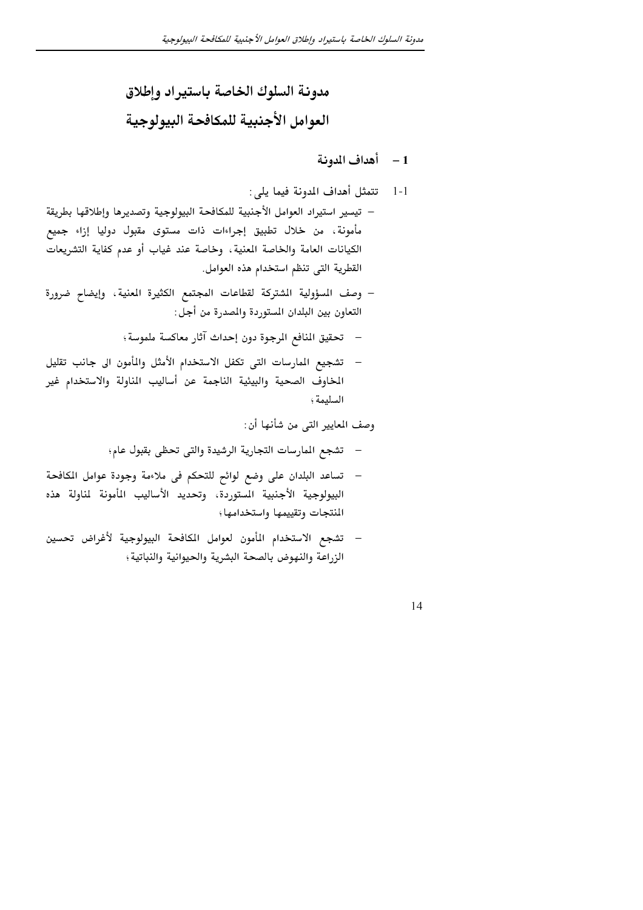# مدونة السلوك الخاصة باستيراد وإطلاق العوامل الأجنبية للمكافحة البيولوجية

## 1 – أهداف المدونة

1-1 تتمثل أهداف المدونة فيما يلى:

- تيسير استيراد العوامل الأجنبية للمكافحة البيولوجية وتصديرها وإطلاقها بطريقة مأمونة، من خلال تطبيق إجراءات ذات مستوى مقبول دوليا إزاء جميع الكيانات العامة والخاصة المعنية، وخاصة عند غياب أو عدم كفاية التشريعات القطرية التى تنظم استخدام هذه العوامل.
- وصف المسؤولية المشتركة لقطاعات المجتمع الكثيرة المعنية، وإيضاح ضرورة التعاون بين البلدان المستوردة والمصدرة من أجل:
  - تحقيق المنافع المرجوة دون إحداث آثار معاكسة ملموسة؛
  - تشجيع الممارسات التى تكفل الاستخدام الأمثل والمأمون الى جانب تقليل المخاوف الصحية والبيئية الناجمة عن أساليب المناولة والاستخدام غير السليمة؛

وصف المعايير التى من شأنها أن:

- تشجع الممارسات التجارية الرشيدة والتى تحظى بقبول عام؛
- تساعد البلدان على وضع لوائح للتحكم فى ملاءمة وجودة عوامل المكافحة البيولوجية الأجنبية المستوردة، وتحديد الأساليب المأمونة لمناولة هذه المنتجات وتقييمها واستخدامها؛
- تشجع الاستخدام المأمون لعوامل المكافحة البيولوجية لأغراض تحسين الزراعة والنهوض بالصحة البشرية والحيوانية والنباتية؛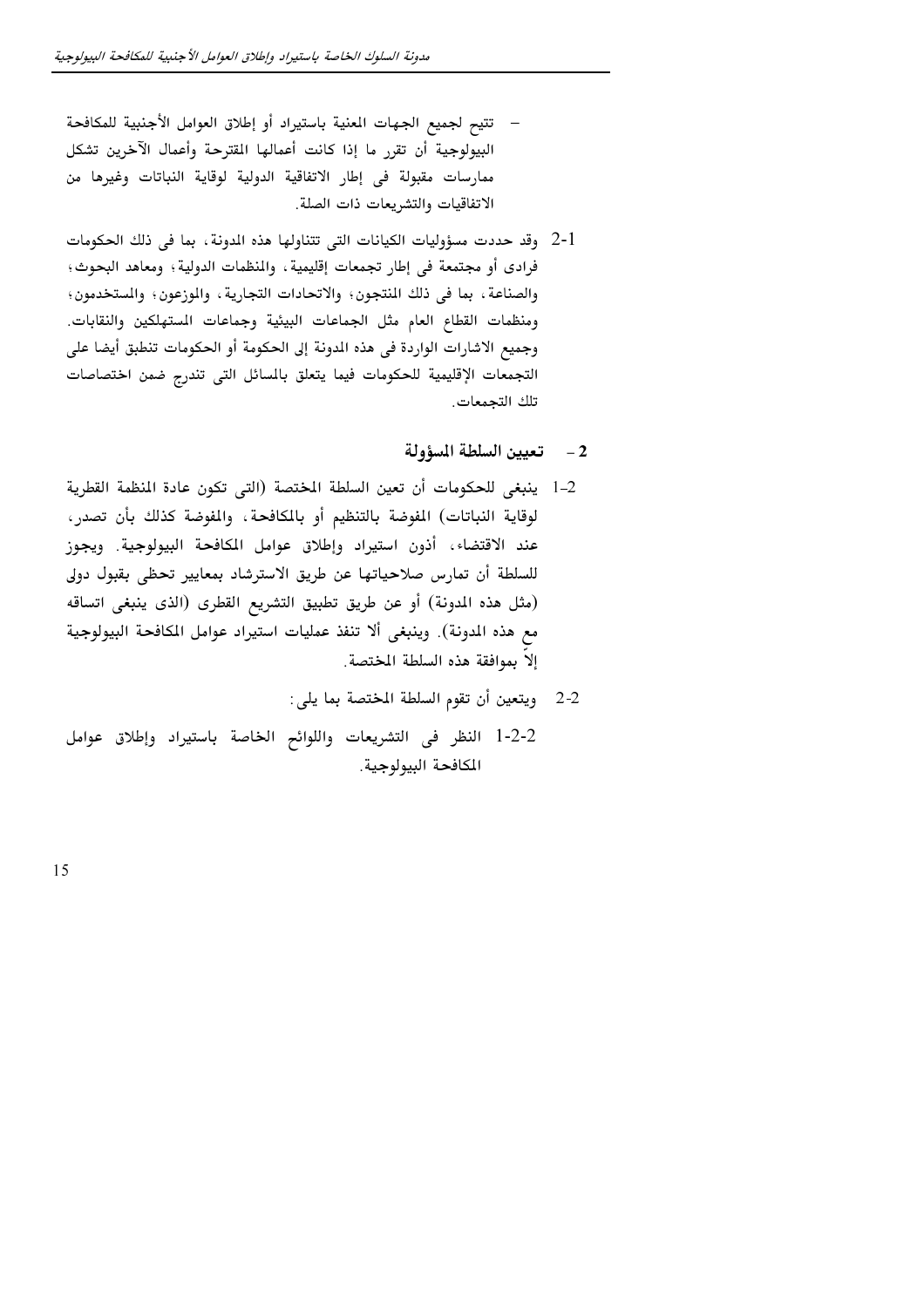- تتيح لجميع الجهات المعنية باستيراد أو إطلاق العوامل الأجنبية للمكافحة البيولوجية أن تقرر ما إذا كانت أعمالها المقترحة وأعمال الآخرين تشكل ممارسات مقبولة فى إطار الاتفاقية الدولية لوقاية النباتات وغيرها من الاتفاقيات والتشريعات ذات الصلة.

2-1 وقد حددت مسؤوليات الكيانات التى تتناولها هذه المدونة، بما فى ذلك الحكومات فرادى أو مجتمعة فى إطار تجمعات إقليمية، والمنظمات الدولية؛ ومعاهد البحوث؛ والصناعة، بما فى ذلك المنتجون؛ والاتحادات التجارية، والموزعون؛ والمستخدمون؛ ومنظمات القطاع العام مثل الجماعات البيئية وجماعات المستهلكين والنقابات. وجميع الاشارات الواردة فى هذه المدونة إلى الحكومة أو الحكومات تنطبق أيضا على التجمعات الإقليمية للحكومات فيما يتعلق بالمسائل التى تندرج ضمن اختصاصات تلك التجمعات.

## 2 - تعيين السلطة المسؤولة

1-2 ينبغى للحكومات أن تعين السلطة المختصة (التى تكون عادة المنظمة القطرية لوقاية النباتات) المفوضة بالتنظيم أو بالمكافحة، والمفوضة كذلك بأن تصدر، عند الاقتضاء، أذون استيراد وإطلاق عوامل المكافحة البيولوجية. ويجوز للسلطة أن تمارس صلاحياتها عن طريق الاسترشاد بمعايير تحظى بقبول دولى (مثل هذه المدونة) أو عن طريق تطبيق التشريع القطرى (الذى ينبغى اتساقه مع هذه المدونة). وينبغى ألا تنفذ عمليات استيراد عوامل المكافحة البيولوجية إلا بموافقة هذه السلطة المختصة.

2-2 ويتعين أن تقوم السلطة المختصة بما يلى:

1-2-2 النظر فى التشريعات واللوائح الخاصة باستيراد وإطلاق عوامل المكافحة البيولوجية.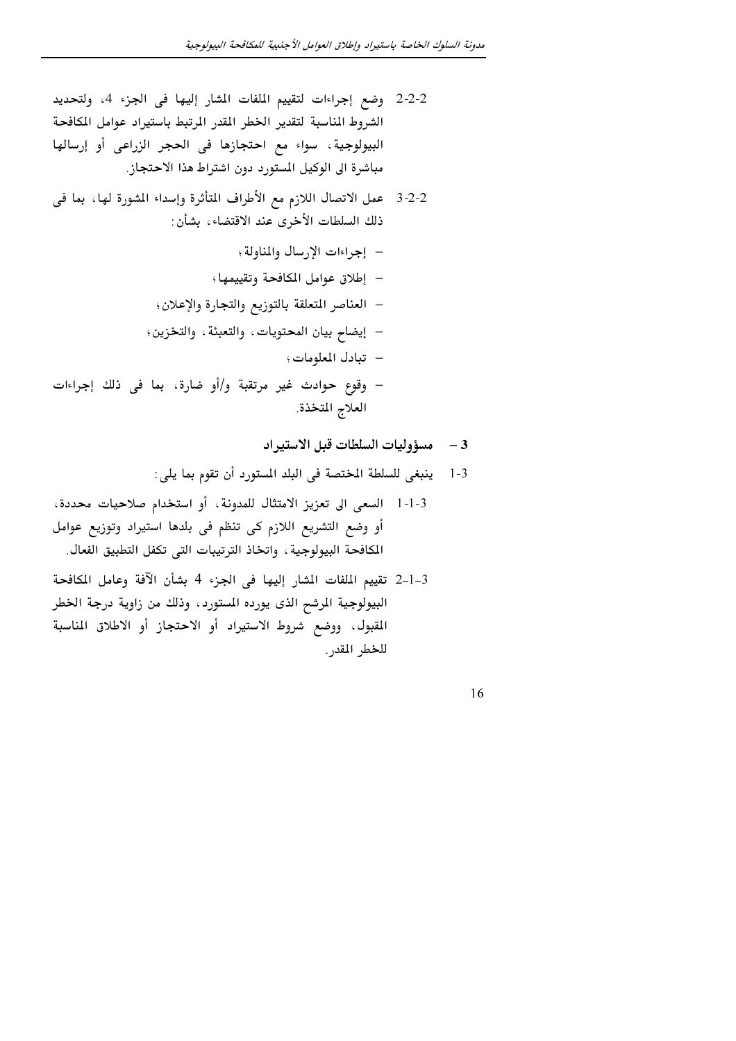2-2-2 وضع إجراءات لتقييم الملفات المشار إليها فى الجزء 4، ولتحديد الشروط المناسبة لتقدير الخطر المقدر المرتبط باستيراد عوامل المكافحة البيولوجية، سواء مع احتجازها فى الحجر الزراعى أو إرسالها مباشرة الى الوكيل المستورد دون اشتراط هذا الاحتجاز.

3-2-2 عمل الاتصال اللازم مع الأطراف المتأثرة وإسداء المشورة لها، بما فى ذلك السلطات الأخرى عند الاقتضاء، بشأن:

- إجراءات الإرسال والمناولة؛
- إطلاق عوامل المكافحة وتقييمها؛
- العناصر المتعلقة بالتوزيع والتجارة والإعلان؛
- إيضاح بيان المحتويات، والتعبئة، والتخزين؛
- تبادل المعلومات؛
- وقوع حوادث غير مرتقبة و/أو ضارة، بما فى ذلك إجراءات العلاج المتخذة.

## 3 – مسؤوليات السلطات قبل الاستيراد

1-3 ينبغى للسلطة المختصة فى البلد المستورد أن تقوم بما يلى:

1-1-3 السعى الى تعزيز الامتثال للمدونة، أو استخدام صلاحيات محددة، أو وضع التشريع اللازم كى تنظم فى بلدها استيراد وتوزيع عوامل المكافحة البيولوجية، واتخاذ الترتيبات التى تكفل التطبيق الفعال.

2-1-3 تقييم الملفات المشار إليها فى الجزء 4 بشأن الآفة وعامل المكافحة البيولوجية المرشح الذى يورده المستورد، وذلك من زاوية درجة الخطر المقبول، ووضع شروط الاستيراد أو الاحتجاز أو الاطلاق المناسبة للخطر المقدر.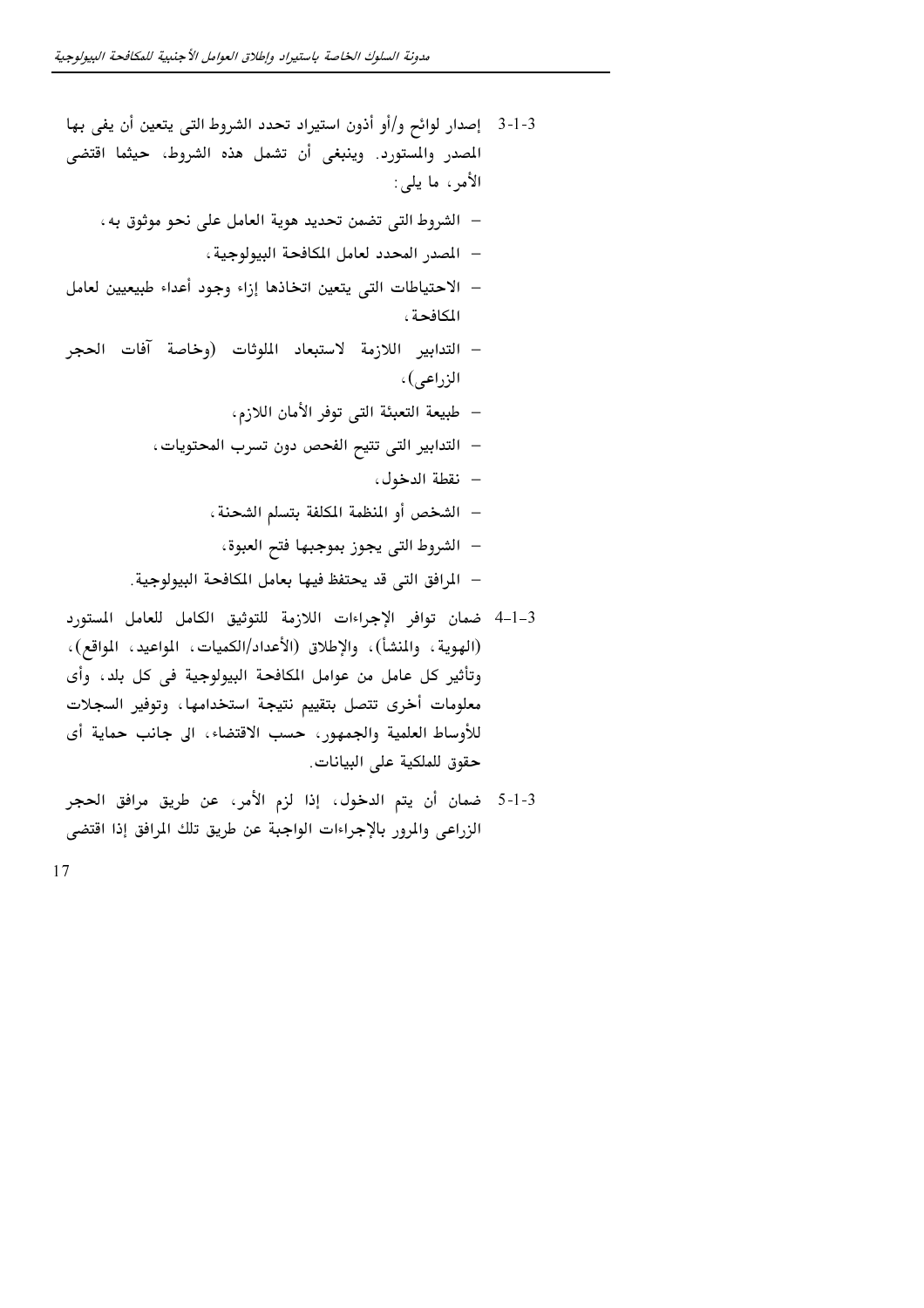3-1-3 إصدار لوائح و/أو أذون استيراد تحدد الشروط التى يتعين أن يفى بها المصدر والمستورد. وينبغى أن تشمل هذه الشروط، حيثما اقتضى الأمر، ما يلى:

- الشروط التى تضمن تحديد هوية العامل على نحو موثوق به،
- المصدر المحدد لعامل المكافحة البيولوجية،
- الاحتياطات التى يتعين اتخاذها إزاء وجود أعداء طبيعيين لعامل المكافحة،
- التدابير اللازمة لاستبعاد الملوثات (وخاصة آفات الحجر الزراعى)،
- طبيعة التعبئة التى توفر الأمان اللازم،
- التدابير التى تتيح الفحص دون تسرب المحتويات،
- نقطة الدخول،
- الشخص أو المنظمة المكلفة بتسلم الشحنة،
- الشروط التى يجوز بموجبها فتح العبوة،
- المرافق التى قد يحتفظ فيها بعامل المكافحة البيولوجية.

4-1-3 ضمان توافر الإجراءات اللازمة للتوثيق الكامل للعامل المستورد (الهوية، والمنشأ)، والإطلاق (الأعداد/الكميات، المواعيد، المواقع)، وتأثير كل عامل من عوامل المكافحة البيولوجية فى كل بلد، وأى معلومات أخرى تتصل بتقييم نتيجة استخدامها، وتوفير السجلات للأوساط العلمية والجمهور، حسب الاقتضاء، الى جانب حماية أى حقوق للملكية على البيانات.

5-1-3 ضمان أن يتم الدخول، إذا لزم الأمر، عن طريق مرافق الحجر الزراعى والمرور بالإجراءات الواجبة عن طريق تلك المرافق إذا اقتضى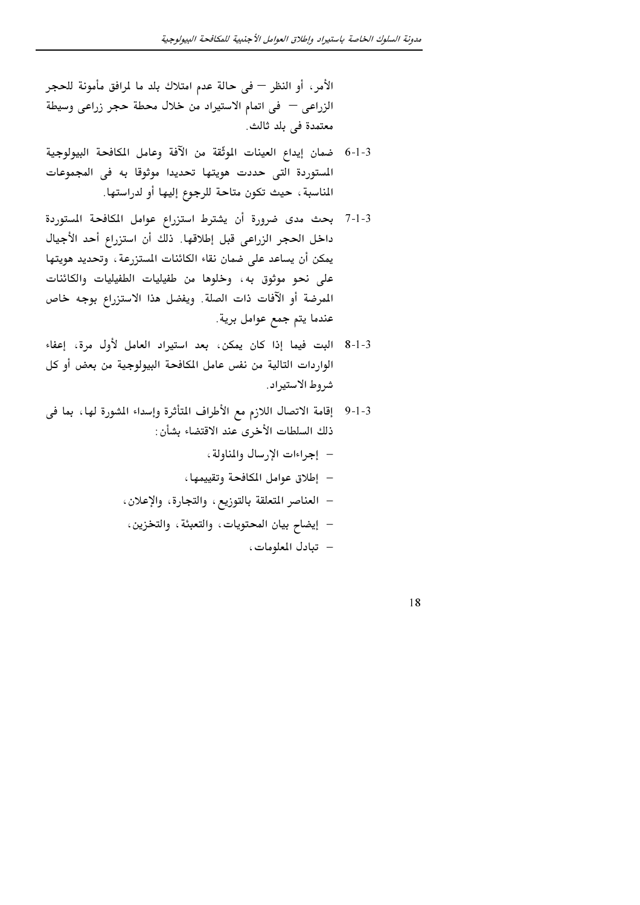الأمر، أو النظر — فى حالة عدم امتلاك بلد ما لمرافق مأمونة للحجر الزراعى — فى اتمام الاستيراد من خلال محطة حجر زراعى وسيطة معتمدة فى بلد ثالث.

3-1-6 ضمان إيداع العينات الموثّقة من الآفة وعامل المكافحة البيولوجية المستوردة التى حددت هويتها تحديدا موثوقا به فى المجموعات المناسبة، حيث تكون متاحة للرجوع إليها أو لدراستها.

3-1-7 بحث مدى ضرورة أن يشترط استزراع عوامل المكافحة المستوردة داخل الحجر الزراعى قبل إطلاقها. ذلك أن استزراع أحد الأجيال يمكن أن يساعد على ضمان نقاء الكائنات المستزرعة، وتحديد هويتها على نحو موثوق به، وخلوها من طفيليات الطفيليات والكائنات المرضة أو الآفات ذات الصلة. ويفضل هذا الاستزراع بوجه خاص عندما يتم جمع عوامل برية.

3-1-8 البت فيما إذا كان يمكن، بعد استيراد العامل لأول مرة، إعفاء الواردات التالية من نفس عامل المكافحة البيولوجية من بعض أو كل شروط الاستيراد.

3-1-9 إقامة الاتصال اللازم مع الأطراف المتأثرة وإسداء المشورة لها، بما فى ذلك السلطات الأخرى عند الاقتضاء بشأن:

- إجراءات الإرسال والمناولة،
- إطلاق عوامل المكافحة وتقييمها،
- العناصر المتعلقة بالتوزيع، والتجارة، والإعلان،
- إيضاح بيان المحتويات، والتعبئة، والتخزين،
- تبادل المعلومات،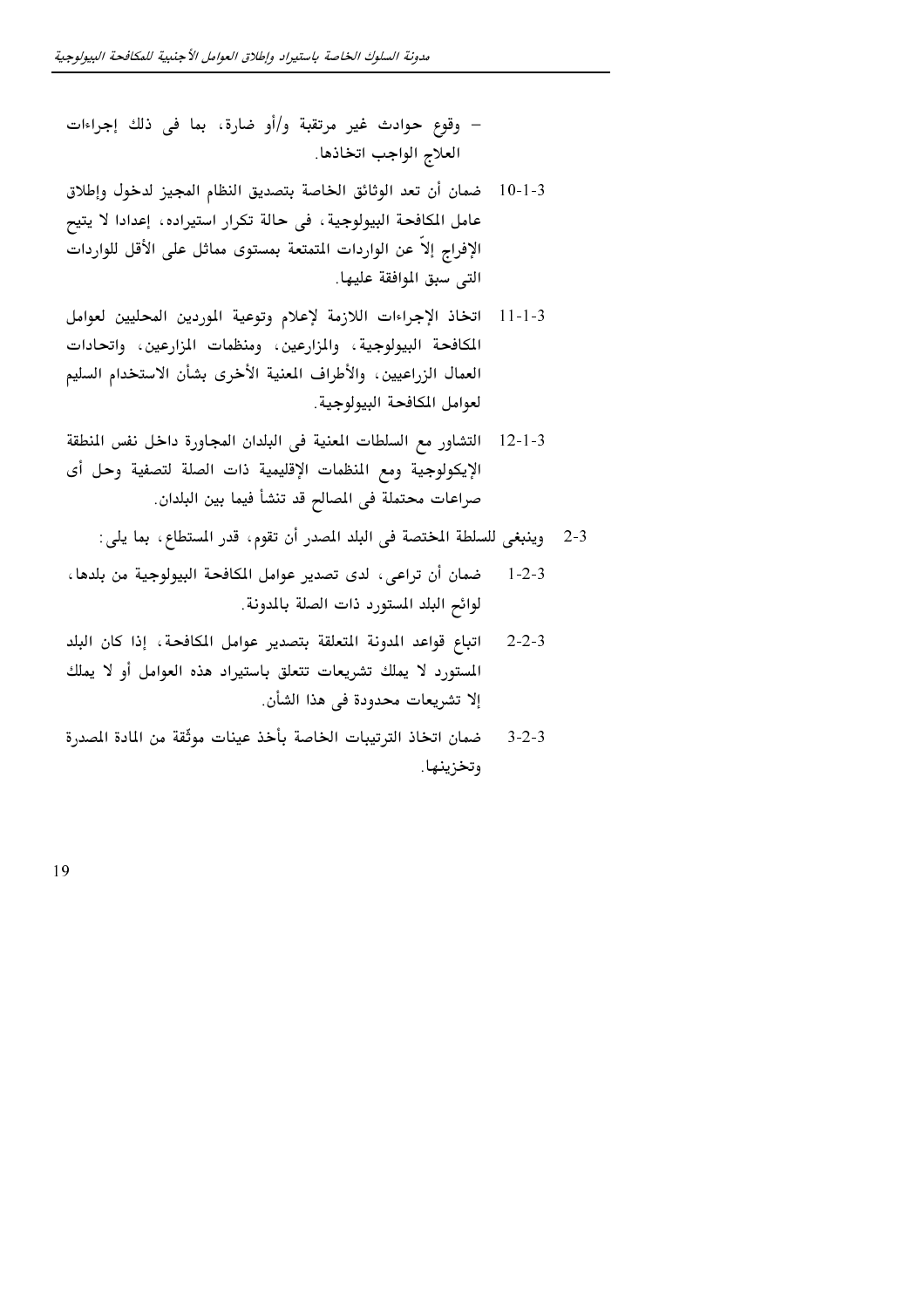– وقوع حوادث غير مرتقبة و/أو ضارة، بما فى ذلك إجراءات العلاج الواجب اتخاذها.

3-1-10 ضمان أن تعد الوثائق الخاصة بتصديق النظام المجيز لدخول وإطلاق عامل المكافحة البيولوجية، فى حالة تكرار استيراده، إعدادا لا يتيح الإفراج إلاّ عن الواردات المتمتعة بمستوى مماثل على الأقل للواردات التى سبق الموافقة عليها.

3-1-11 اتخاذ الإجراءات اللازمة لإعلام وتوعية الموردين المحليين لعوامل المكافحة البيولوجية، والمزارعين، ومنظمات المزارعين، واتحادات العمال الزراعيين، والأطراف المعنية الأخرى بشأن الاستخدام السليم لعوامل المكافحة البيولوجية.

3-1-12 التشاور مع السلطات المعنية فى البلدان المجاورة داخل نفس المنطقة الإيكولوجية ومع المنظمات الإقليمية ذات الصلة لتصفية وحل أى صراعات محتملة فى المصالح قد تنشأ فيما بين البلدان.

3-2 وينبغى للسلطة المختصة فى البلد المصدر أن تقوم، قدر المستطاع، بما يلى:

3-2-1 ضمان أن تراعى، لدى تصدير عوامل المكافحة البيولوجية من بلدها، لوائح البلد المستورد ذات الصلة بالمدونة.

3-2-2 اتباع قواعد المدونة المتعلقة بتصدير عوامل المكافحة، إذا كان البلد المستورد لا يملك تشريعات تتعلق باستيراد هذه العوامل أو لا يملك إلا تشريعات محدودة فى هذا الشأن.

3-2-3 ضمان اتخاذ الترتيبات الخاصة بأخذ عينات موثّقة من المادة المصدرة وتخزينها.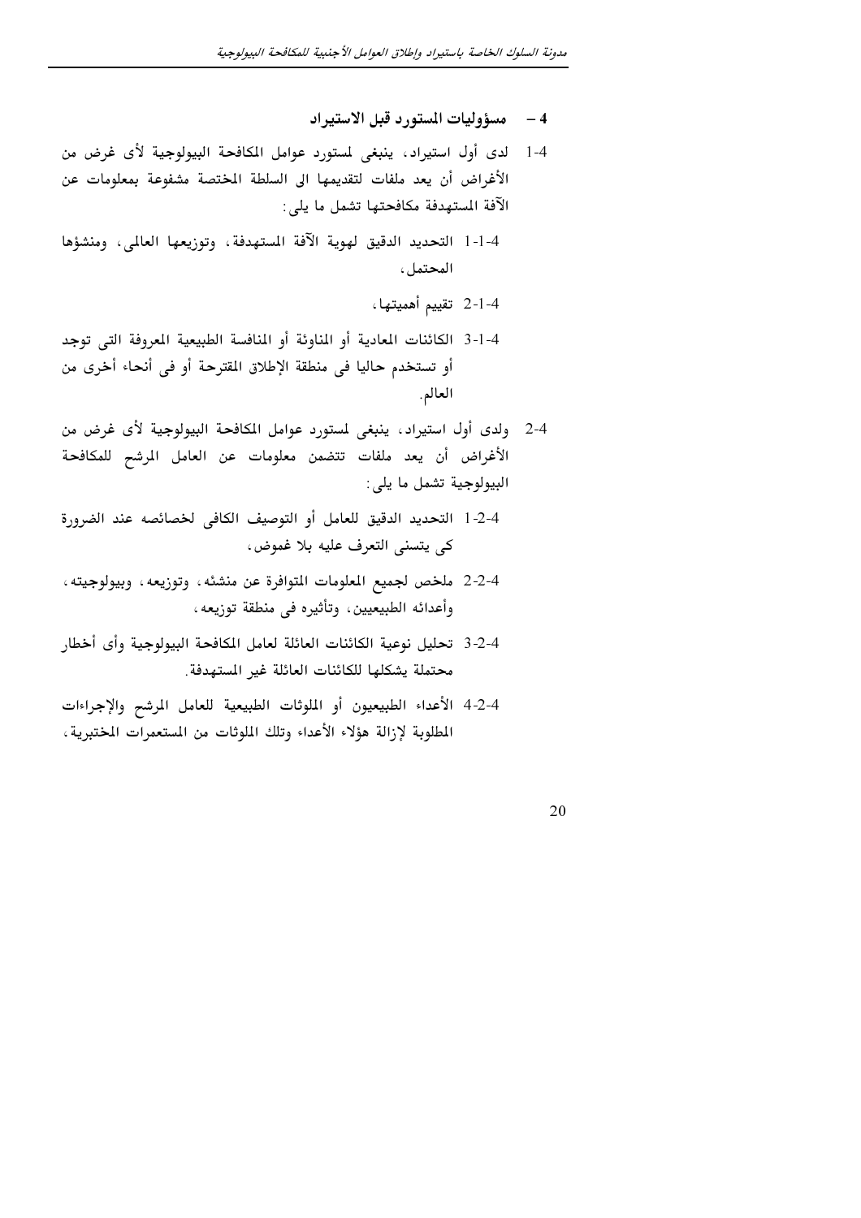## 4 – مسؤوليات المستورد قبل الاستيراد

1-4 لدى أول استيراد، ينبغى لمستورد عوامل المكافحة البيولوجية لأى غرض من الأغراض أن يعد ملفات لتقديمها الى السلطة المختصة مشفوعة بمعلومات عن الآفة المستهدفة مكافحتها تشمل ما يلى:

1-1-4 التحديد الدقيق لهوية الآفة المستهدفة، وتوزيعها العالمى، ومنشؤها المحتمل،

2-1-4 تقييم أهميتها،

3-1-4 الكائنات المعادية أو المناوئة أو المنافسة الطبيعية المعروفة التى توجد أو تستخدم حاليا فى منطقة الإطلاق المقترحة أو فى أنحاء أخرى من العالم.

2-4 ولدى أول استيراد، ينبغى لمستورد عوامل المكافحة البيولوجية لأى غرض من الأغراض أن يعد ملفات تتضمن معلومات عن العامل المرشح للمكافحة البيولوجية تشمل ما يلى:

1-2-4 التحديد الدقيق للعامل أو التوصيف الكافى لخصائصه عند الضرورة كى يتسنى التعرف عليه بلا غموض،

2-2-4 ملخص لجميع المعلومات المتوافرة عن منشئه، وتوزيعه، وبيولوجيته، وأعدائه الطبيعيين، وتأثيره فى منطقة توزيعه،

3-2-4 تحليل نوعية الكائنات العائلة لعامل المكافحة البيولوجية وأى أخطار محتملة يشكلها للكائنات العائلة غير المستهدفة.

4-2-4 الأعداء الطبيعيون أو الملوثات الطبيعية للعامل المرشح والإجراءات المطلوبة لإزالة هؤلاء الأعداء وتلك الملوثات من المستعمرات المختبرية،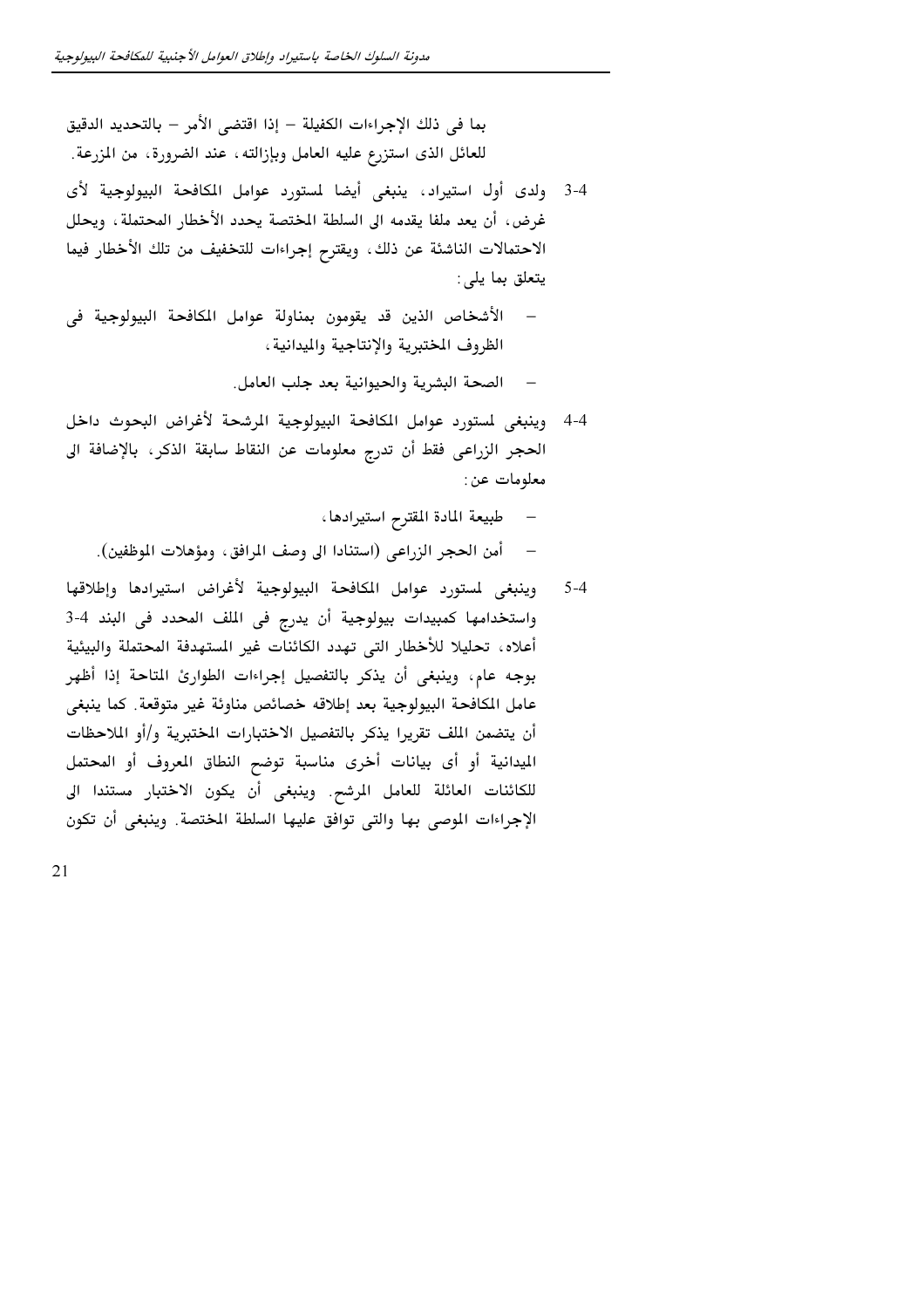بما فى ذلك الإجراءات الكفيلة – إذا اقتضى الأمر – بالتحديد الدقيق للعائل الذى استزرع عليه العامل وبإزالته، عند الضرورة، من المزرعة.

3-4 ولدى أول استيراد، ينبغى أيضا لمستورد عوامل المكافحة البيولوجية لأى غرض، أن يعد ملفا يقدمه الى السلطة المختصة يحدد الأخطار المحتملة، ويحلل الاحتمالات الناشئة عن ذلك، ويقترح إجراءات للتخفيف من تلك الأخطار فيما يتعلق بما يلى:

- الأشخاص الذين قد يقومون بمناولة عوامل المكافحة البيولوجية فى الظروف المختبرية والإنتاجية والميدانية،
- الصحة البشرية والحيوانية بعد جلب العامل.

4-4 وينبغى لمستورد عوامل المكافحة البيولوجية المرشحة لأغراض البحوث داخل الحجر الزراعى فقط أن تدرج معلومات عن النقاط سابقة الذكر، بالإضافة الى معلومات عن:

- طبيعة المادة المقترح استيرادها،
- أمن الحجر الزراعى (استنادا الى وصف المرافق، ومؤهلات الموظفين).

5-4 وينبغى لمستورد عوامل المكافحة البيولوجية لأغراض استيرادها وإطلاقها واستخدامها كمبيدات بيولوجية أن يدرج فى الملف المحدد فى البند 4-3 أعلاه، تحليلا للأخطار التى تهدد الكائنات غير المستهدفة المحتملة والبيئية بوجه عام، وينبغى أن يذكر بالتفصيل إجراءات الطوارئ المتاحة إذا أظهر عامل المكافحة البيولوجية بعد إطلاقه خصائص مناوئة غير متوقعة. كما ينبغى أن يتضمن الملف تقريرا يذكر بالتفصيل الاختبارات المختبرية و/أو الملاحظات الميدانية أو أى بيانات أخرى مناسبة توضح النطاق المعروف أو المحتمل للكائنات العائلة للعامل المرشح. وينبغى أن يكون الاختبار مستندا الى الإجراءات الموصى بها والتى توافق عليها السلطة المختصة. وينبغى أن تكون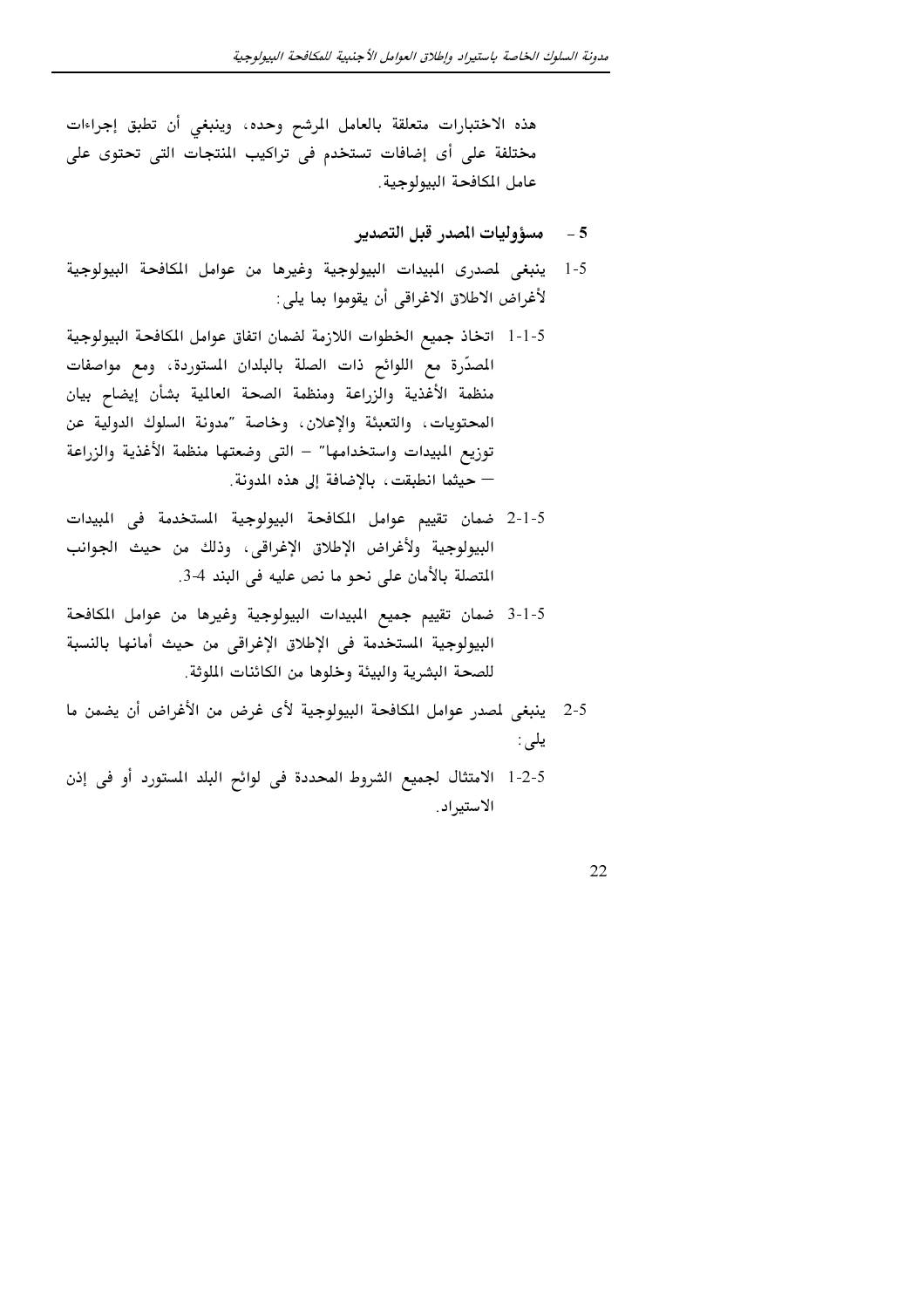هذه الاختبارات متعلقة بالعامل المرشح وحده، وينبغي أن تطبق إجراءات مختلفة على أى إضافات تستخدم فى تراكيب المنتجات التى تحتوى على عامل المكافحة البيولوجية.

## 5 - مسؤوليات المصدر قبل التصدير

5-1 ينبغى لمصدرى المبيدات البيولوجية وغيرها من عوامل المكافحة البيولوجية لأغراض الاطلاق الاغراقى أن يقوموا بما يلى:

5-1-1 اتخاذ جميع الخطوات اللازمة لضمان اتفاق عوامل المكافحة البيولوجية المصدّرة مع اللوائح ذات الصلة بالبلدان المستوردة، ومع مواصفات منظمة الأغذية والزراعة ومنظمة الصحة العالمية بشأن إيضاح بيان المحتويات، والتعبئة والإعلان، وخاصة "مدونة السلوك الدولية عن توزيع المبيدات واستخدامها" – التى وضعتها منظمة الأغذية والزراعة – حيثما انطبقت، بالإضافة إلى هذه المدونة.

5-1-2 ضمان تقييم عوامل المكافحة البيولوجية المستخدمة فى المبيدات البيولوجية ولأغراض الإطلاق الإغراقى، وذلك من حيث الجوانب المتصلة بالأمان على نحو ما نص عليه فى البند 4-3.

5-1-3 ضمان تقييم جميع المبيدات البيولوجية وغيرها من عوامل المكافحة البيولوجية المستخدمة فى الإطلاق الإغراقى من حيث أمانها بالنسبة للصحة البشرية والبيئة وخلوها من الكائنات الملوثة.

5-2 ينبغى لمصدر عوامل المكافحة البيولوجية لأى غرض من الأغراض أن يضمن ما يلى:

5-2-1 الامتثال لجميع الشروط المحددة فى لوائح البلد المستورد أو فى إذن الاستيراد.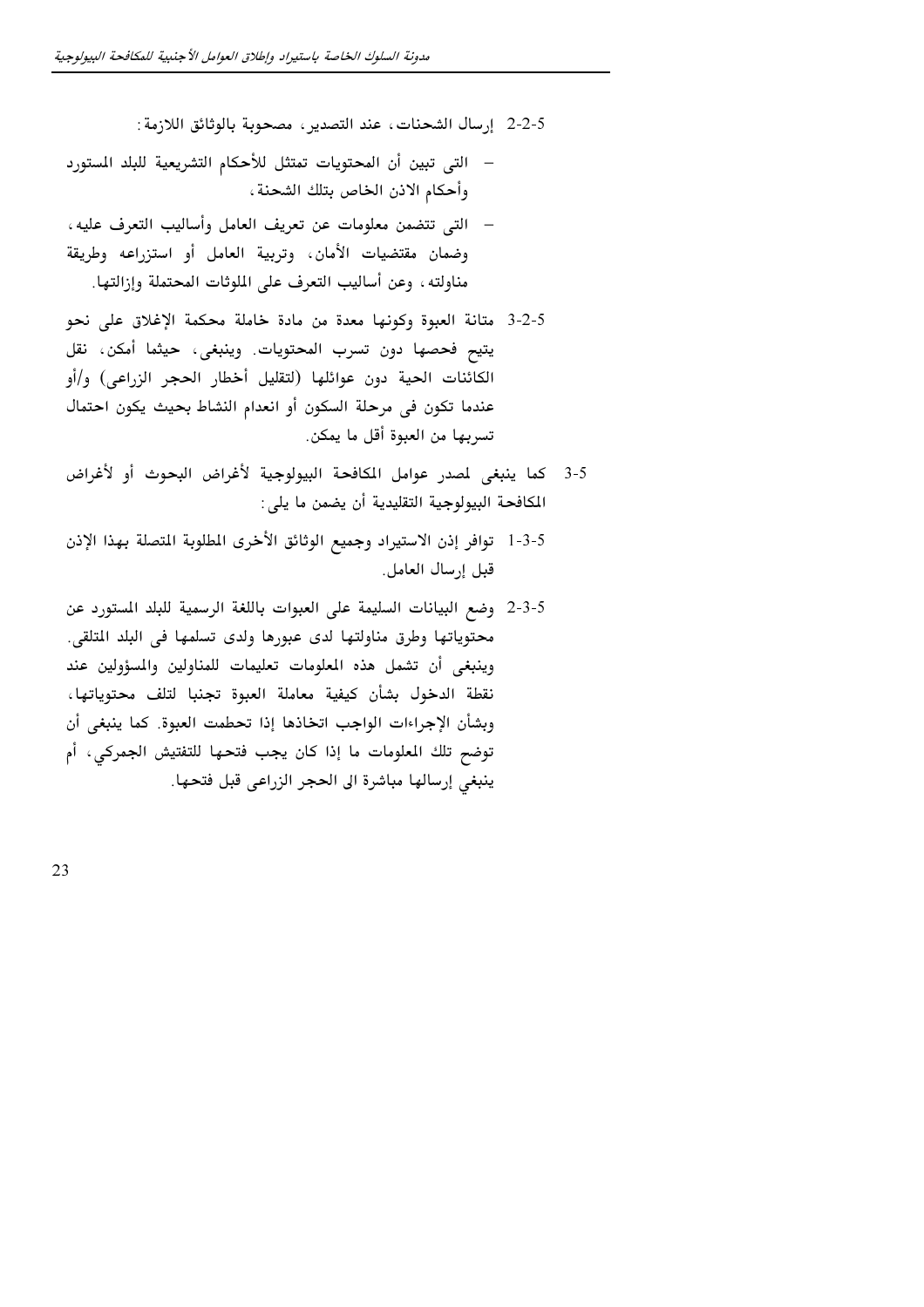5-2-2 إرسال الشحنات، عند التصدير، مصحوبة بالوثائق اللازمة:

- التى تبين أن المحتويات تمتثل للأحكام التشريعية للبلد المستورد وأحكام الاذن الخاص بتلك الشحنة،
- التى تتضمن معلومات عن تعريف العامل وأساليب التعرف عليه، وضمان مقتضيات الأمان، وتربية العامل أو استزراعه وطريقة مناولته، وعن أساليب التعرف على الملوثات المحتملة وإزالتها.

5-2-3 متانة العبوة وكونها معدة من مادة خاملة محكمة الإغلاق على نحو يتيح فحصها دون تسرب المحتويات. وينبغى، حيثما أمكن، نقل الكائنات الحية دون عوائلها (لتقليل أخطار الحجر الزراعى) و/أو عندما تكون فى مرحلة السكون أو انعدام النشاط بحيث يكون احتمال تسربها من العبوة أقل ما يمكن.

5-3 كما ينبغى لمصدر عوامل المكافحة البيولوجية لأغراض البحوث أو لأغراض المكافحة البيولوجية التقليدية أن يضمن ما يلى:

5-3-1 توافر إذن الاستيراد وجميع الوثائق الأخرى المطلوبة المتصلة بهذا الإذن قبل إرسال العامل.

5-3-2 وضع البيانات السليمة على العبوات باللغة الرسمية للبلد المستورد عن محتوياتها وطرق مناولتها لدى عبورها ولدى تسلمها فى البلد المتلقى. وينبغى أن تشمل هذه المعلومات تعليمات للمناولين والمسؤولين عند نقطة الدخول بشأن كيفية معاملة العبوة تجنبا لتلف محتوياتها، وبشأن الإجراءات الواجب اتخاذها إذا تحطمت العبوة. كما ينبغى أن توضح تلك المعلومات ما إذا كان يجب فتحها للتفتيش الجمركي، أم ينبغي إرسالها مباشرة الى الحجر الزراعى قبل فتحها.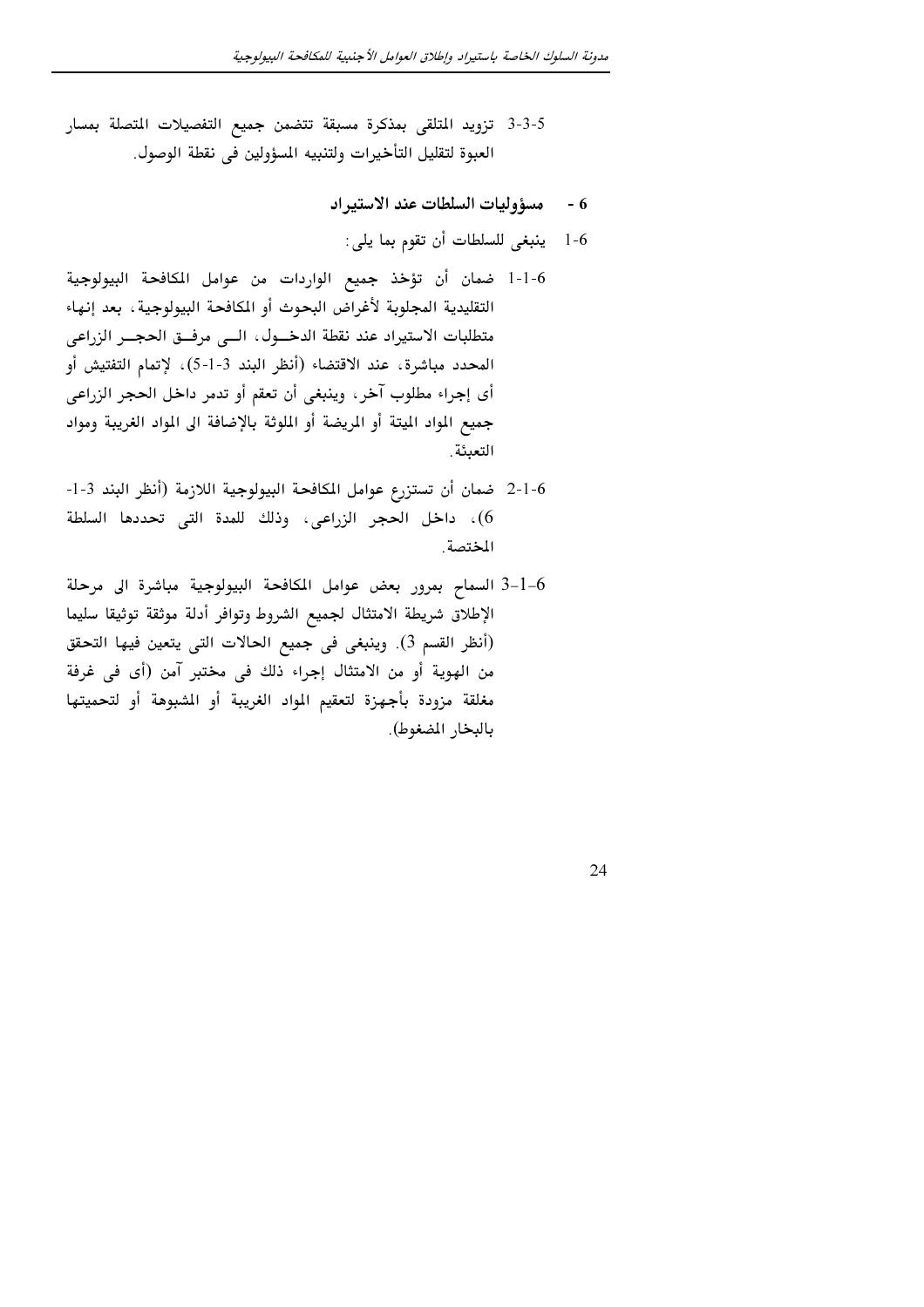5-3-3 تزويد المتلقى بمذكرة مسبقة تتضمن جميع التفصيلات المتصلة بمسار العبوة لتقليل التأخيرات ولتنبيه المسؤولين فى نقطة الوصول.

## 6 - مسؤوليات السلطات عند الاستيراد

1-6 ينبغى للسلطات أن تقوم بما يلى:

1-1-6 ضمان أن تؤخذ جميع الواردات من عوامل المكافحة البيولوجية التقليدية المجلوبة لأغراض البحوث أو المكافحة البيولوجية، بعد إنهاء متطلبات الاستيراد عند نقطة الدخــول، الــى مرفــق الحجــر الزراعى المحدد مباشرة، عند الاقتضاء (أنظر البند 3-1-5)، لإتمام التفتيش أو أى إجراء مطلوب آخر. وينبغى أن تعقم أو تدمر داخل الحجر الزراعى جميع المواد الميتة أو المريضة أو الملوثة بالإضافة الى المواد الغريبة ومواد التعبئة.

2-1-6 ضمان أن تستزرع عوامل المكافحة البيولوجية اللازمة (أنظر البند 3-1-6)، داخل الحجر الزراعى، وذلك للمدة التى تحددها السلطة المختصة.

3-1-6 السماح بمرور بعض عوامل المكافحة البيولوجية مباشرة الى مرحلة الإطلاق شريطة الامتثال لجميع الشروط وتوافر أدلة موثقة توثيقا سليما (أنظر القسم 3). وينبغى فى جميع الحالات التى يتعين فيها التحقق من الهوية أو من الامتثال إجراء ذلك فى مختبر آمن (أى فى غرفة مغلقة مزودة بأجهزة لتعقيم المواد الغريبة أو المشبوهة أو لتحميتها بالبخار المضغوط).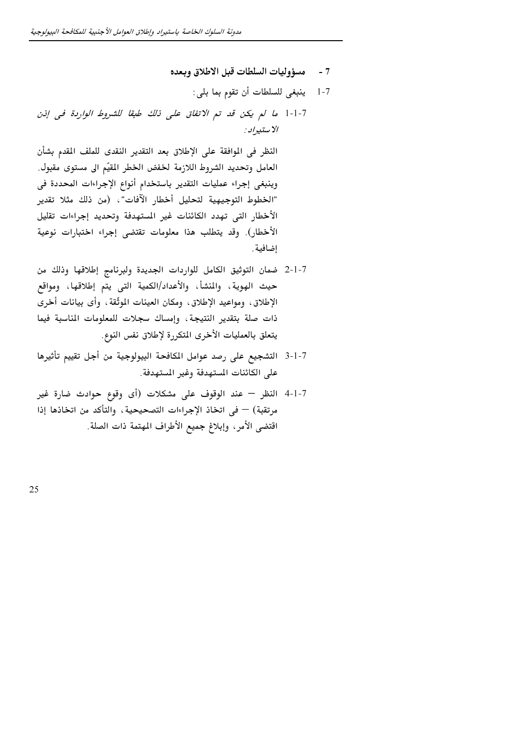## 7 - مسؤوليات السلطات قبل الاطلاق وبعده

1-7 ينبغى للسلطات أن تقوم بما يلى:

1-1-7 *ما لم يكن قد تم الاتفاق على ذلك طبقا للشروط الواردة فى إذن الاستيراد:*

النظر فى الموافقة على الإطلاق بعد التقدير النقدى للملف المقدم بشأن العامل وتحديد الشروط اللازمة لخفض الخطر المقيّم الى مستوى مقبول. وينبغى إجراء عمليات التقدير باستخدام أنواع الإجراءات المحددة فى "الخطوط التوجيهية لتحليل أخطار الآفات"، (من ذلك مثلا تقدير الأخطار التى تهدد الكائنات غير المستهدفة وتحديد إجراءات تقليل الأخطار). وقد يتطلب هذا معلومات تقتضى إجراء اختبارات نوعية إضافية.

2-1-7 ضمان التوثيق الكامل للواردات الجديدة ولبرنامج إطلاقها وذلك من حيث الهوية، والمنشأ، والأعداد/الكمية التى يتم إطلاقها، ومواقع الإطلاق، ومواعيد الإطلاق، ومكان العينات الموثّقة، وأى بيانات أخرى ذات صلة بتقدير النتيجة، وإمساك سجلات للمعلومات المناسبة فيما يتعلق بالعمليات الأخرى المتكررة لإطلاق نفس النوع.

3-1-7 التشجيع على رصد عوامل المكافحة البيولوجية من أجل تقييم تأثيرها على الكائنات المستهدفة وغير المستهدفة.

4-1-7 النظر — عند الوقوف على مشكلات (أى وقوع حوادث ضارة غير مرتقبة) — فى اتخاذ الإجراءات التصحيحية، والتأكد من اتخاذها إذا اقتضى الأمر، وإبلاغ جميع الأطراف المهتمة ذات الصلة.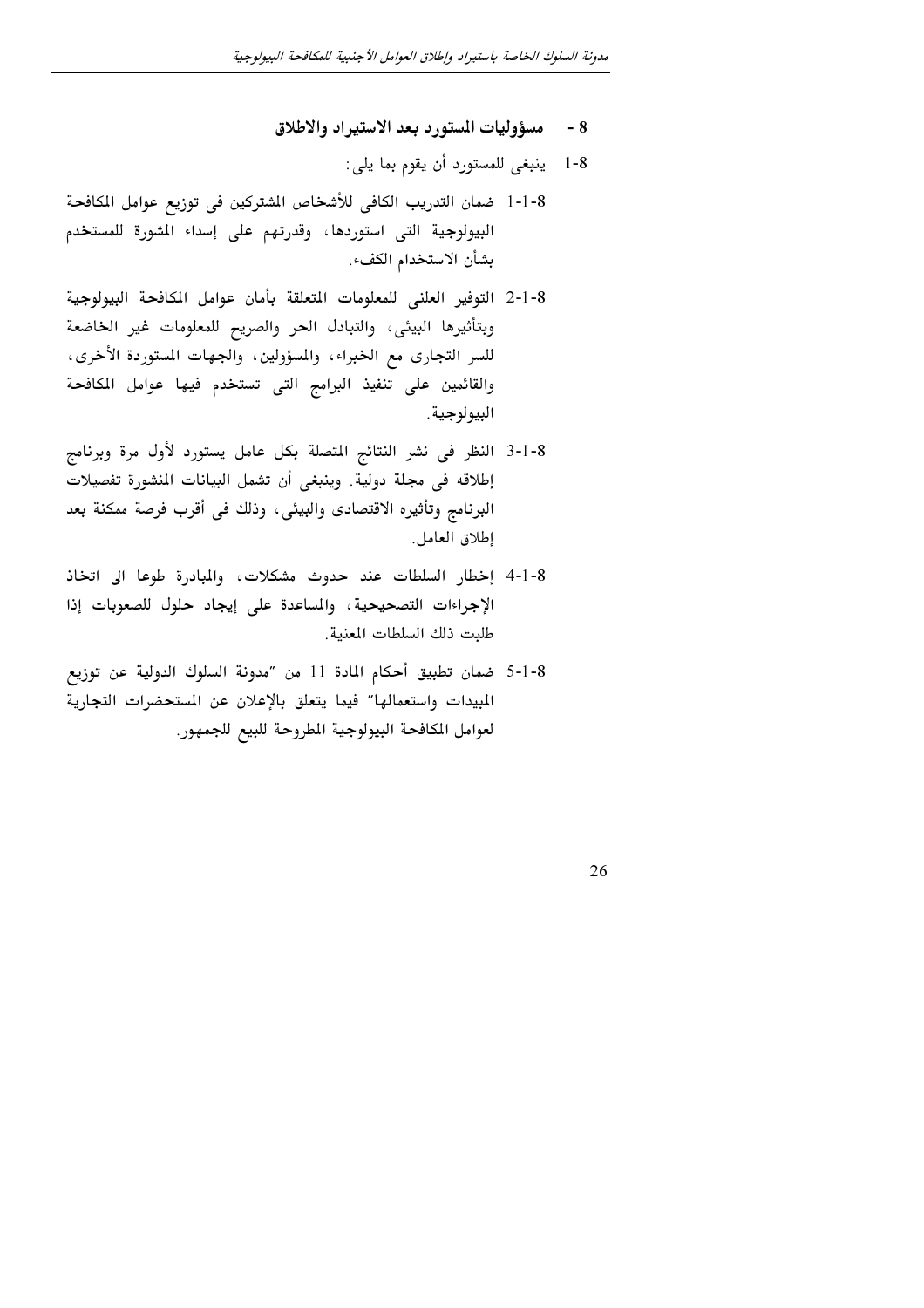## 8 - مسؤوليات المستورد بعد الاستيراد والاطلاق

1-8 ينبغى للمستورد أن يقوم بما يلى:

1-1-8 ضمان التدريب الكافى للأشخاص المشتركين فى توزيع عوامل المكافحة البيولوجية التى استوردها، وقدرتهم على إسداء المشورة للمستخدم بشأن الاستخدام الكفء.

2-1-8 التوفير العلنى للمعلومات المتعلقة بأمان عوامل المكافحة البيولوجية وبتأثيرها البيئى، والتبادل الحر والصريح للمعلومات غير الخاضعة للسر التجارى مع الخبراء، والمسؤولين، والجهات المستوردة الأخرى، والقائمين على تنفيذ البرامج التى تستخدم فيها عوامل المكافحة البيولوجية.

3-1-8 النظر فى نشر النتائج المتصلة بكل عامل يستورد لأول مرة وبرنامج إطلاقه فى مجلة دولية. وينبغى أن تشمل البيانات المنشورة تفصيلات البرنامج وتأثيره الاقتصادى والبيئى، وذلك فى أقرب فرصة ممكنة بعد إطلاق العامل.

4-1-8 إخطار السلطات عند حدوث مشكلات، والمبادرة طوعا الى اتخاذ الإجراءات التصحيحية، والمساعدة على إيجاد حلول للصعوبات إذا طلبت ذلك السلطات المعنية.

5-1-8 ضمان تطبيق أحكام المادة 11 من "مدونة السلوك الدولية عن توزيع المبيدات واستعمالها" فيما يتعلق بالإعلان عن المستحضرات التجارية لعوامل المكافحة البيولوجية المطروحة للبيع للجمهور.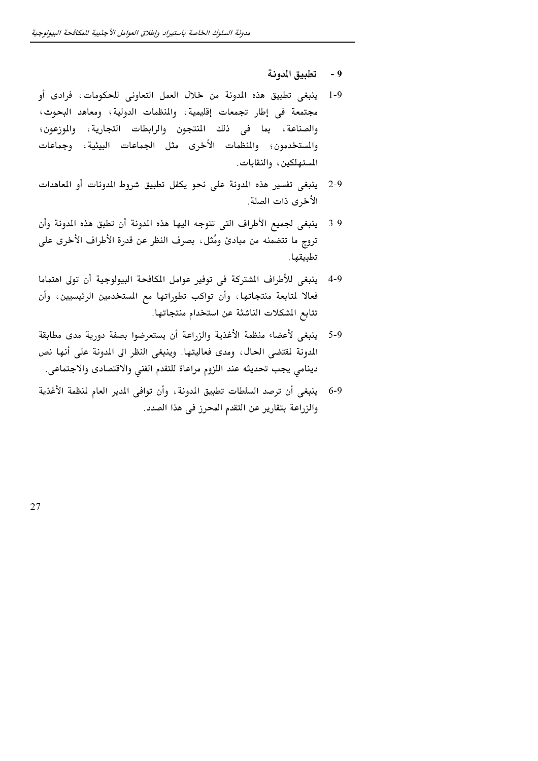## 9 - تطبيق المدونة

1-9 ينبغى تطبيق هذه المدونة من خلال العمل التعاونى للحكومات، فرادى أو مجتمعة فى إطار تجمعات إقليمية، والمنظمات الدولية؛ ومعاهد البحوث؛ والصناعة، بما فى ذلك المنتجون والرابطات التجارية، والموزعون؛ والمستخدمون؛ والمنظمات الأخرى مثل الجماعات البيئية، وجماعات المستهلكين، والنقابات.

2-9 ينبغى تفسير هذه المدونة على نحو يكفل تطبيق شروط المدونات أو المعاهدات الأخرى ذات الصلة.

3-9 ينبغى لجميع الأطراف التى تتوجه اليها هذه المدونة أن تطبق هذه المدونة وأن تروج ما تتضمنه من مبادئ ومُثل، بصرف النظر عن قدرة الأطراف الأخرى على تطبيقها.

4-9 ينبغى للأطراف المشتركة فى توفير عوامل المكافحة البيولوجية أن تولى اهتماما فعالا لمتابعة منتجاتها، وأن تواكب تطوراتها مع المستخدمين الرئيسيين، وأن تتابع المشكلات الناشئة عن استخدام منتجاتها.

5-9 ينبغى لأعضاء منظمة الأغذية والزراعة أن يستعرضوا بصفة دورية مدى مطابقة المدونة لمقتضى الحال، ومدى فعاليتها. وينبغى النظر الى المدونة على أنها نص دينامي يجب تحديثه عند اللزوم مراعاة للتقدم الفني والاقتصادى والاجتماعى.

6-9 ينبغى أن ترصد السلطات تطبيق المدونة، وأن توافى المدير العام لمنظمة الأغذية والزراعة بتقارير عن التقدم المحرز فى هذا الصدد.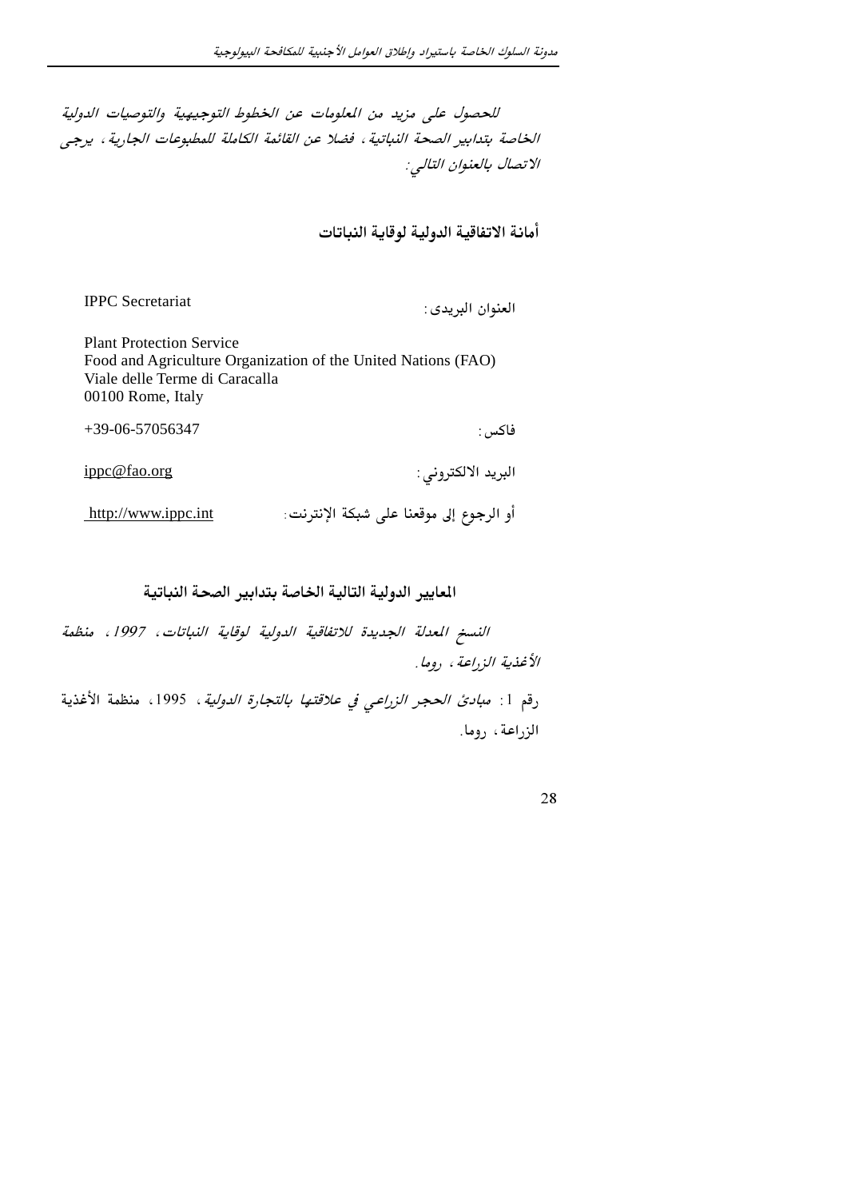*للحصول على مزيد من المعلومات عن الخطوط التوجيهية والتوصيات الدولية الخاصة بتدابير الصحة النباتية، فضلا عن القائمة الكاملة للمطبوعات الجارية، يرجى الاتصال بالعنوان التالي:*

**أمانة الاتفاقية الدولية لوقاية النباتات**

| | |
|---|---|
| العنوان البريدى: | IPPC Secretariat<br>Plant Protection Service<br>Food and Agriculture Organization of the United Nations (FAO)<br>Viale delle Terme di Caracalla<br>00100 Rome, Italy |
| فاكس: | +39-06-57056347 |
| البريد الالكتروني: | ippc@fao.org |
| أو الرجوع إلى موقعنا على شبكة الإنترنت: | http://www.ippc.int |

**المعايير الدولية التالية الخاصة بتدابير الصحة النباتية**

*النسخ المعدلة الجديدة للاتفاقية الدولية لوقاية النباتات، 1997، منظمة الأغذية الزراعة، روما.*

رقم 1: *مبادئ الحجر الزراعي في علاقتها بالتجارة الدولية*، 1995، منظمة الأغذية الزراعة، روما.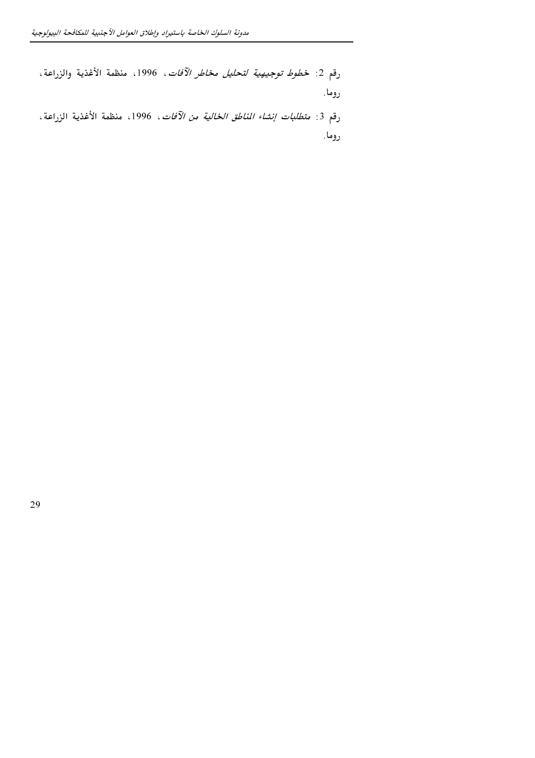رقم 2: *خطوط توجيهية لتحليل مخاطر الآفات*، 1996، منظمة الأغذية والزراعة، روما.

رقم 3: *متطلبات إنشاء المناطق الخالية من الآفات*، 1996، منظمة الأغذية الزراعة، روما.